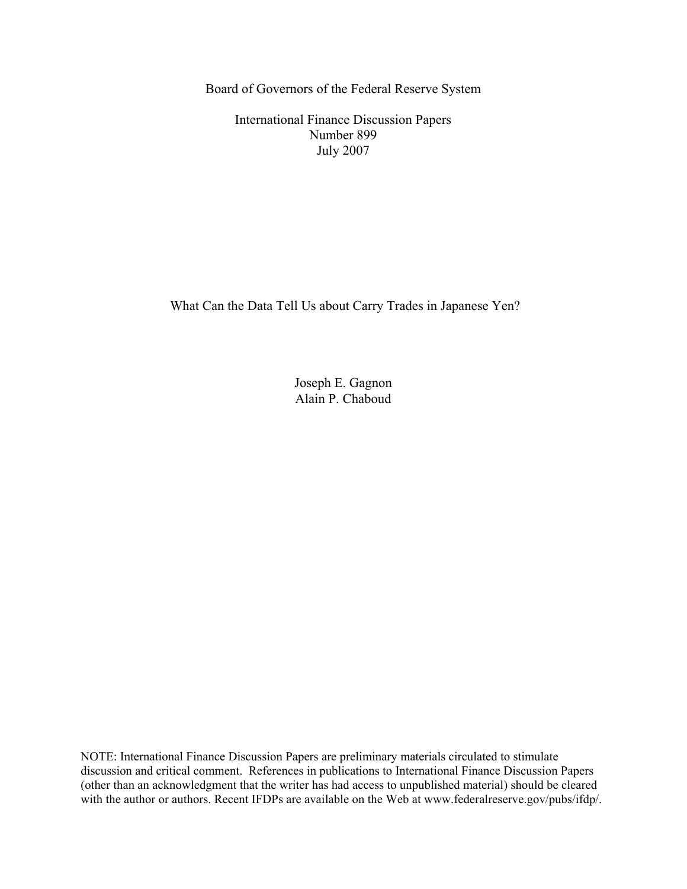Board of Governors of the Federal Reserve System

International Finance Discussion Papers
Number 899
July 2007

# What Can the Data Tell Us about Carry Trades in Japanese Yen?

Joseph E. Gagnon
Alain P. Chaboud

NOTE: International Finance Discussion Papers are preliminary materials circulated to stimulate discussion and critical comment. References in publications to International Finance Discussion Papers (other than an acknowledgment that the writer has had access to unpublished material) should be cleared with the author or authors. Recent IFDPs are available on the Web at www.federalreserve.gov/pubs/ifdp/.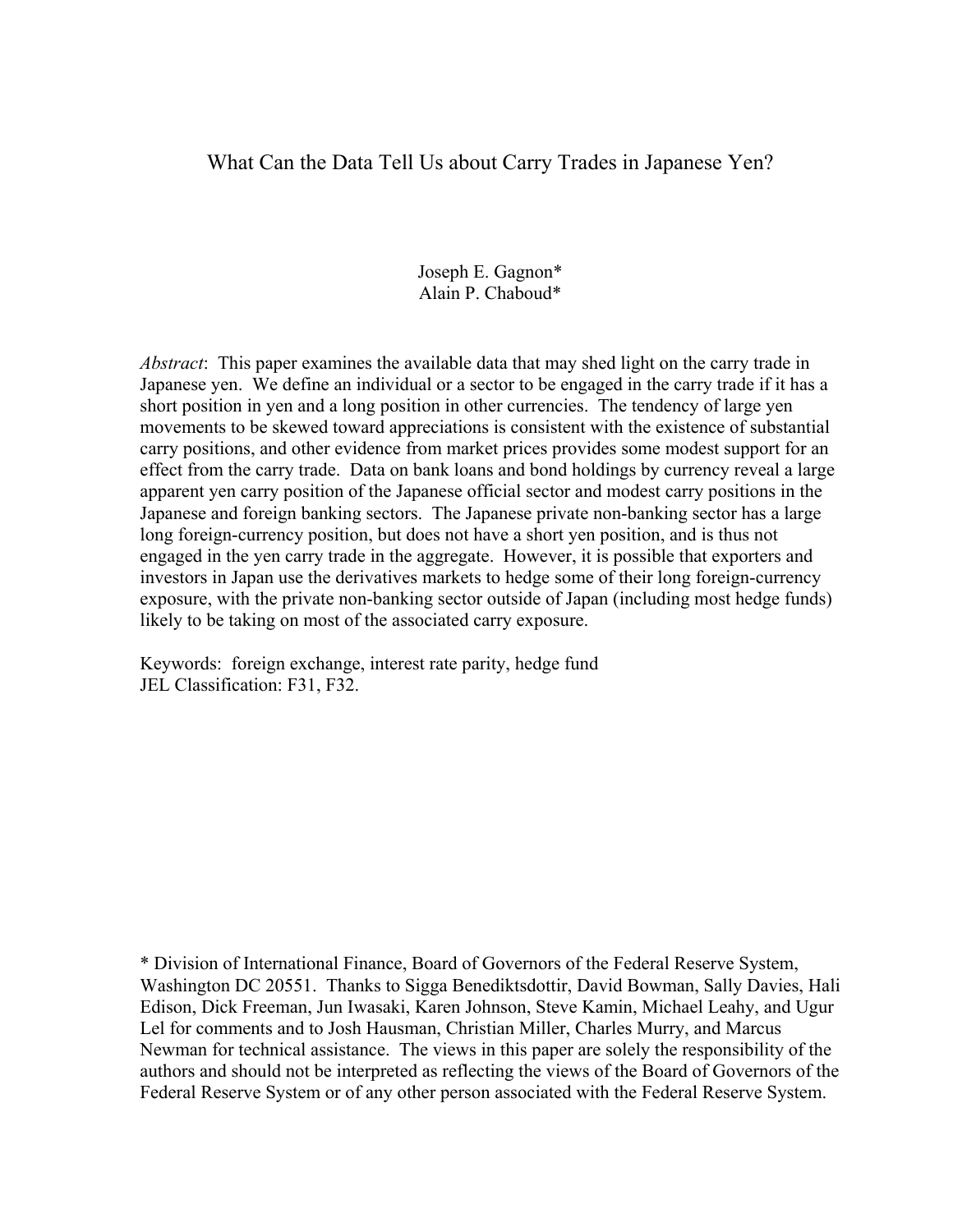# What Can the Data Tell Us about Carry Trades in Japanese Yen?

Joseph E. Gagnon*
Alain P. Chaboud*

*Abstract*: This paper examines the available data that may shed light on the carry trade in Japanese yen. We define an individual or a sector to be engaged in the carry trade if it has a short position in yen and a long position in other currencies. The tendency of large yen movements to be skewed toward appreciations is consistent with the existence of substantial carry positions, and other evidence from market prices provides some modest support for an effect from the carry trade. Data on bank loans and bond holdings by currency reveal a large apparent yen carry position of the Japanese official sector and modest carry positions in the Japanese and foreign banking sectors. The Japanese private non-banking sector has a large long foreign-currency position, but does not have a short yen position, and is thus not engaged in the yen carry trade in the aggregate. However, it is possible that exporters and investors in Japan use the derivatives markets to hedge some of their long foreign-currency exposure, with the private non-banking sector outside of Japan (including most hedge funds) likely to be taking on most of the associated carry exposure.

Keywords: foreign exchange, interest rate parity, hedge fund
JEL Classification: F31, F32.

\* Division of International Finance, Board of Governors of the Federal Reserve System, Washington DC 20551. Thanks to Sigga Benediktsdottir, David Bowman, Sally Davies, Hali Edison, Dick Freeman, Jun Iwasaki, Karen Johnson, Steve Kamin, Michael Leahy, and Ugur Lel for comments and to Josh Hausman, Christian Miller, Charles Murry, and Marcus Newman for technical assistance. The views in this paper are solely the responsibility of the authors and should not be interpreted as reflecting the views of the Board of Governors of the Federal Reserve System or of any other person associated with the Federal Reserve System.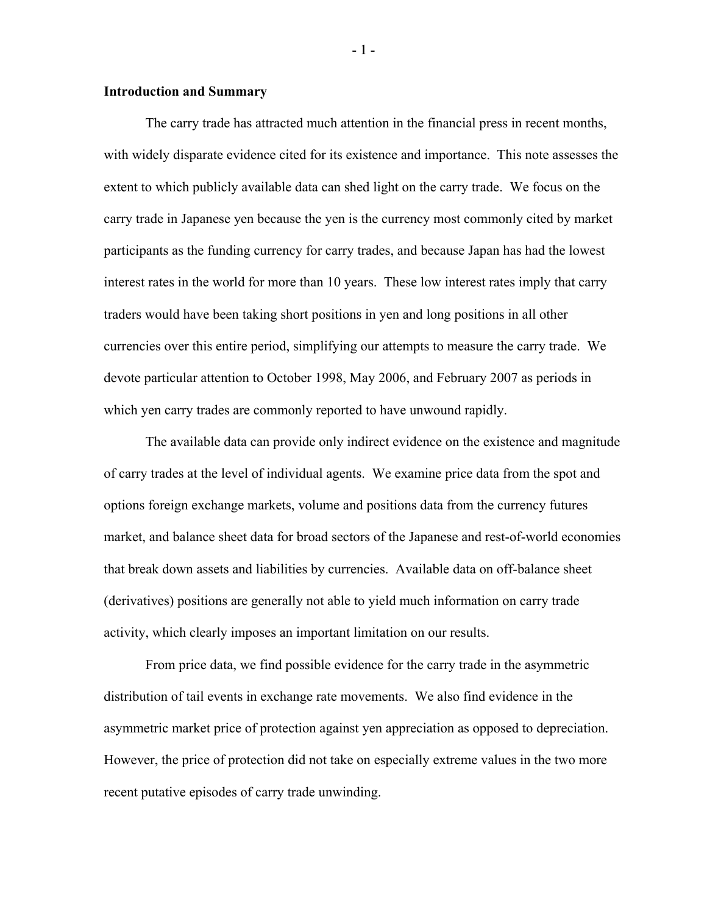## Introduction and Summary

The carry trade has attracted much attention in the financial press in recent months, with widely disparate evidence cited for its existence and importance. This note assesses the extent to which publicly available data can shed light on the carry trade. We focus on the carry trade in Japanese yen because the yen is the currency most commonly cited by market participants as the funding currency for carry trades, and because Japan has had the lowest interest rates in the world for more than 10 years. These low interest rates imply that carry traders would have been taking short positions in yen and long positions in all other currencies over this entire period, simplifying our attempts to measure the carry trade. We devote particular attention to October 1998, May 2006, and February 2007 as periods in which yen carry trades are commonly reported to have unwound rapidly.

The available data can provide only indirect evidence on the existence and magnitude of carry trades at the level of individual agents. We examine price data from the spot and options foreign exchange markets, volume and positions data from the currency futures market, and balance sheet data for broad sectors of the Japanese and rest-of-world economies that break down assets and liabilities by currencies. Available data on off-balance sheet (derivatives) positions are generally not able to yield much information on carry trade activity, which clearly imposes an important limitation on our results.

From price data, we find possible evidence for the carry trade in the asymmetric distribution of tail events in exchange rate movements. We also find evidence in the asymmetric market price of protection against yen appreciation as opposed to depreciation. However, the price of protection did not take on especially extreme values in the two more recent putative episodes of carry trade unwinding.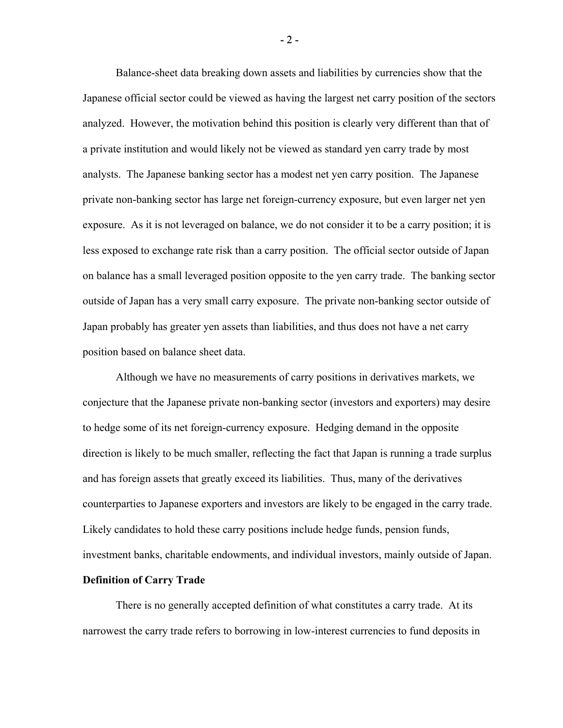Balance-sheet data breaking down assets and liabilities by currencies show that the Japanese official sector could be viewed as having the largest net carry position of the sectors analyzed. However, the motivation behind this position is clearly very different than that of a private institution and would likely not be viewed as standard yen carry trade by most analysts. The Japanese banking sector has a modest net yen carry position. The Japanese private non-banking sector has large net foreign-currency exposure, but even larger net yen exposure. As it is not leveraged on balance, we do not consider it to be a carry position; it is less exposed to exchange rate risk than a carry position. The official sector outside of Japan on balance has a small leveraged position opposite to the yen carry trade. The banking sector outside of Japan has a very small carry exposure. The private non-banking sector outside of Japan probably has greater yen assets than liabilities, and thus does not have a net carry position based on balance sheet data.

Although we have no measurements of carry positions in derivatives markets, we conjecture that the Japanese private non-banking sector (investors and exporters) may desire to hedge some of its net foreign-currency exposure. Hedging demand in the opposite direction is likely to be much smaller, reflecting the fact that Japan is running a trade surplus and has foreign assets that greatly exceed its liabilities. Thus, many of the derivatives counterparties to Japanese exporters and investors are likely to be engaged in the carry trade. Likely candidates to hold these carry positions include hedge funds, pension funds, investment banks, charitable endowments, and individual investors, mainly outside of Japan.

**Definition of Carry Trade**

There is no generally accepted definition of what constitutes a carry trade. At its narrowest the carry trade refers to borrowing in low-interest currencies to fund deposits in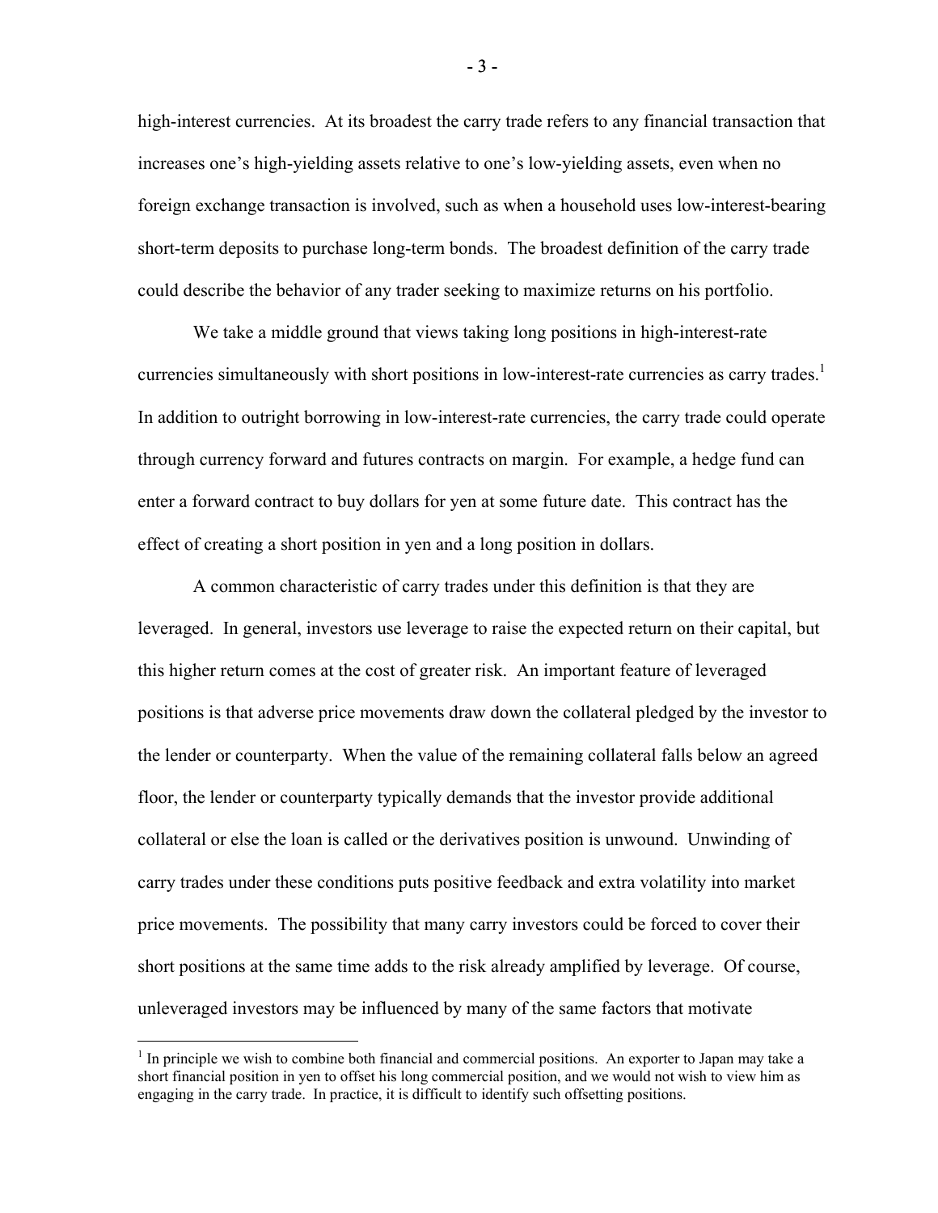high-interest currencies. At its broadest the carry trade refers to any financial transaction that increases one's high-yielding assets relative to one's low-yielding assets, even when no foreign exchange transaction is involved, such as when a household uses low-interest-bearing short-term deposits to purchase long-term bonds. The broadest definition of the carry trade could describe the behavior of any trader seeking to maximize returns on his portfolio.

We take a middle ground that views taking long positions in high-interest-rate currencies simultaneously with short positions in low-interest-rate currencies as carry trades.[1] In addition to outright borrowing in low-interest-rate currencies, the carry trade could operate through currency forward and futures contracts on margin. For example, a hedge fund can enter a forward contract to buy dollars for yen at some future date. This contract has the effect of creating a short position in yen and a long position in dollars.

A common characteristic of carry trades under this definition is that they are leveraged. In general, investors use leverage to raise the expected return on their capital, but this higher return comes at the cost of greater risk. An important feature of leveraged positions is that adverse price movements draw down the collateral pledged by the investor to the lender or counterparty. When the value of the remaining collateral falls below an agreed floor, the lender or counterparty typically demands that the investor provide additional collateral or else the loan is called or the derivatives position is unwound. Unwinding of carry trades under these conditions puts positive feedback and extra volatility into market price movements. The possibility that many carry investors could be forced to cover their short positions at the same time adds to the risk already amplified by leverage. Of course, unleveraged investors may be influenced by many of the same factors that motivate

[1] In principle we wish to combine both financial and commercial positions. An exporter to Japan may take a short financial position in yen to offset his long commercial position, and we would not wish to view him as engaging in the carry trade. In practice, it is difficult to identify such offsetting positions.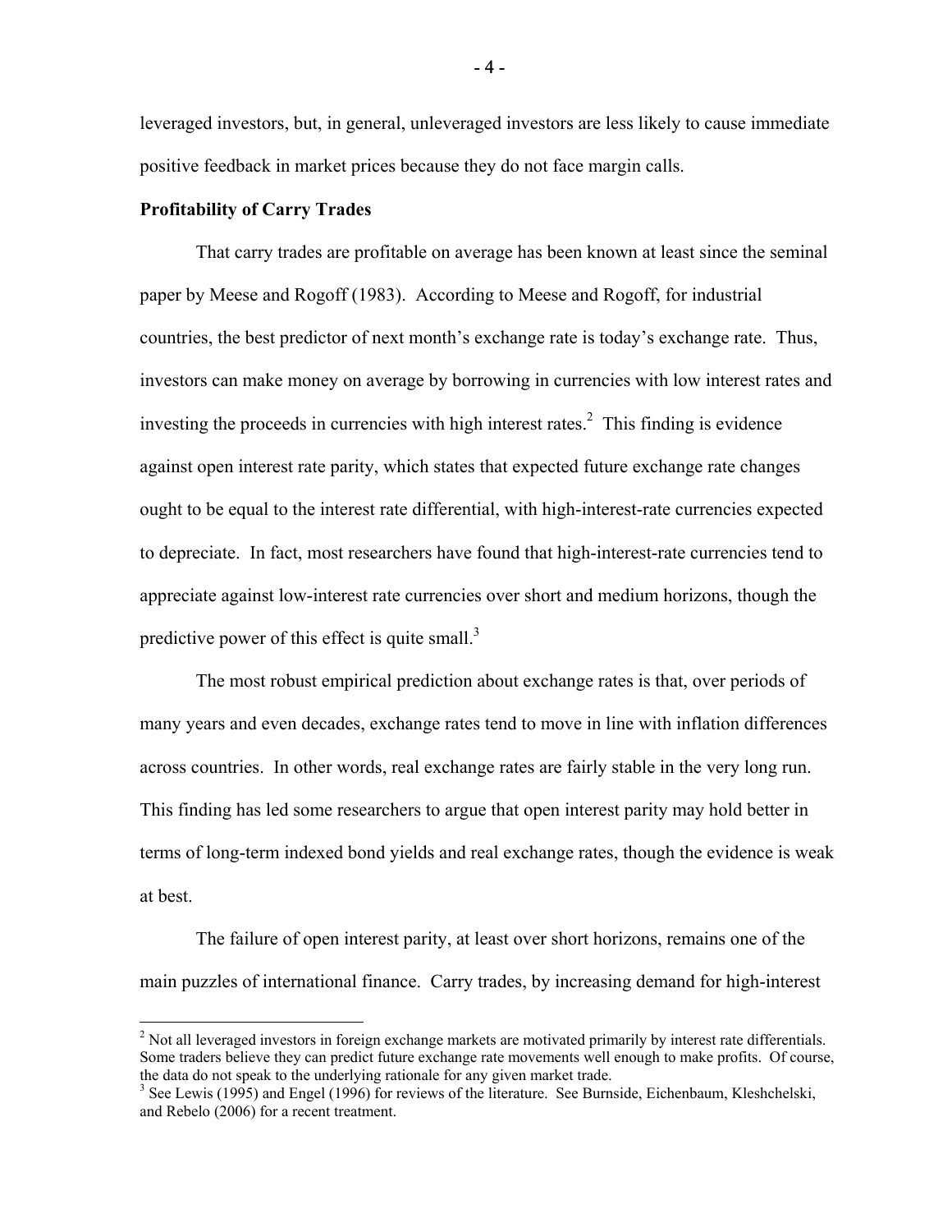leveraged investors, but, in general, unleveraged investors are less likely to cause immediate positive feedback in market prices because they do not face margin calls.

**Profitability of Carry Trades**

That carry trades are profitable on average has been known at least since the seminal paper by Meese and Rogoff (1983). According to Meese and Rogoff, for industrial countries, the best predictor of next month's exchange rate is today's exchange rate. Thus, investors can make money on average by borrowing in currencies with low interest rates and investing the proceeds in currencies with high interest rates.[2] This finding is evidence against open interest rate parity, which states that expected future exchange rate changes ought to be equal to the interest rate differential, with high-interest-rate currencies expected to depreciate. In fact, most researchers have found that high-interest-rate currencies tend to appreciate against low-interest rate currencies over short and medium horizons, though the predictive power of this effect is quite small.[3]

The most robust empirical prediction about exchange rates is that, over periods of many years and even decades, exchange rates tend to move in line with inflation differences across countries. In other words, real exchange rates are fairly stable in the very long run. This finding has led some researchers to argue that open interest parity may hold better in terms of long-term indexed bond yields and real exchange rates, though the evidence is weak at best.

The failure of open interest parity, at least over short horizons, remains one of the main puzzles of international finance. Carry trades, by increasing demand for high-interest

[2] Not all leveraged investors in foreign exchange markets are motivated primarily by interest rate differentials. Some traders believe they can predict future exchange rate movements well enough to make profits. Of course, the data do not speak to the underlying rationale for any given market trade.

[3] See Lewis (1995) and Engel (1996) for reviews of the literature. See Burnside, Eichenbaum, Kleshchelski, and Rebelo (2006) for a recent treatment.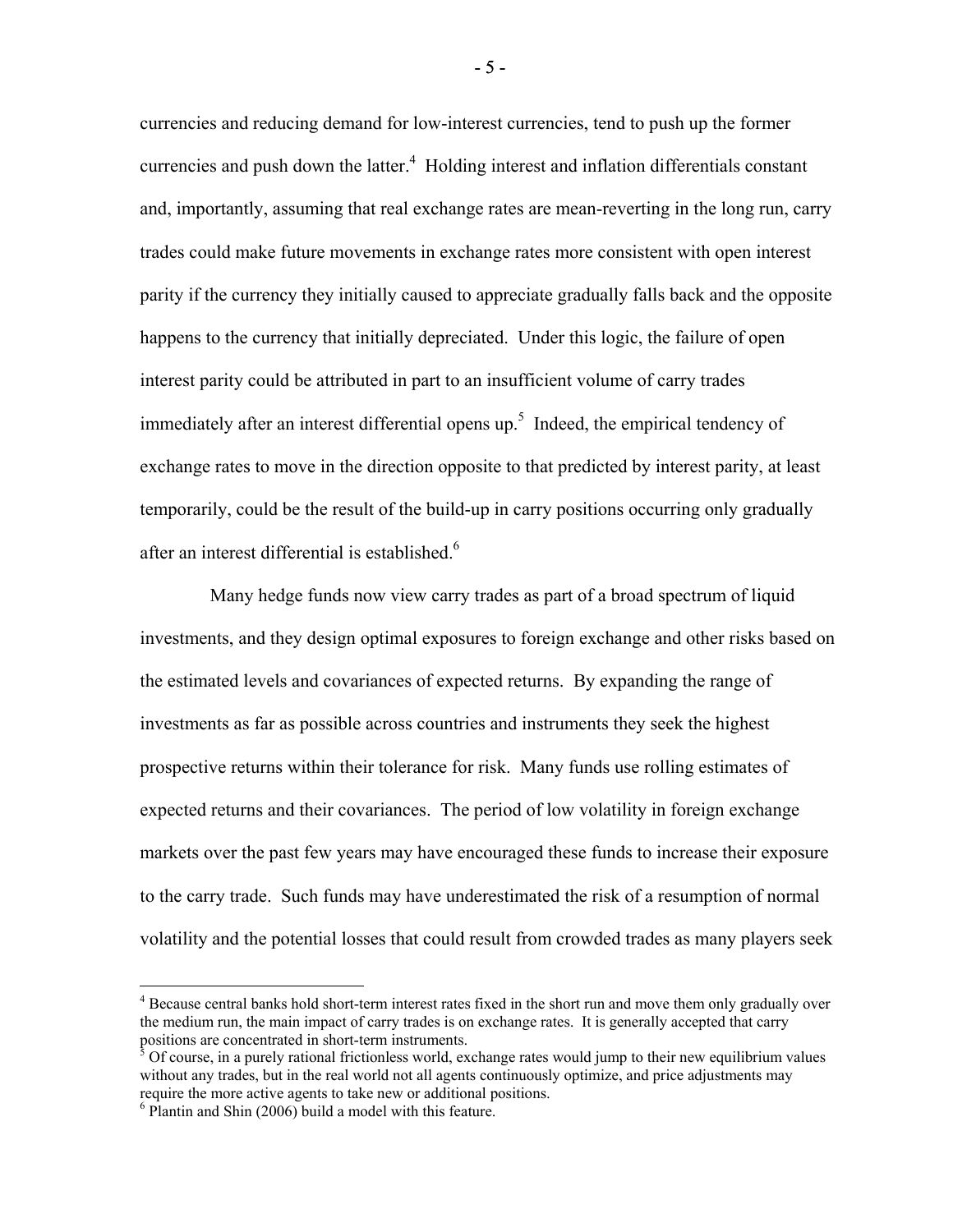currencies and reducing demand for low-interest currencies, tend to push up the former currencies and push down the latter.[4] Holding interest and inflation differentials constant and, importantly, assuming that real exchange rates are mean-reverting in the long run, carry trades could make future movements in exchange rates more consistent with open interest parity if the currency they initially caused to appreciate gradually falls back and the opposite happens to the currency that initially depreciated. Under this logic, the failure of open interest parity could be attributed in part to an insufficient volume of carry trades immediately after an interest differential opens up.[5] Indeed, the empirical tendency of exchange rates to move in the direction opposite to that predicted by interest parity, at least temporarily, could be the result of the build-up in carry positions occurring only gradually after an interest differential is established.[6]

Many hedge funds now view carry trades as part of a broad spectrum of liquid investments, and they design optimal exposures to foreign exchange and other risks based on the estimated levels and covariances of expected returns. By expanding the range of investments as far as possible across countries and instruments they seek the highest prospective returns within their tolerance for risk. Many funds use rolling estimates of expected returns and their covariances. The period of low volatility in foreign exchange markets over the past few years may have encouraged these funds to increase their exposure to the carry trade. Such funds may have underestimated the risk of a resumption of normal volatility and the potential losses that could result from crowded trades as many players seek

---

[4] Because central banks hold short-term interest rates fixed in the short run and move them only gradually over the medium run, the main impact of carry trades is on exchange rates. It is generally accepted that carry positions are concentrated in short-term instruments.

[5] Of course, in a purely rational frictionless world, exchange rates would jump to their new equilibrium values without any trades, but in the real world not all agents continuously optimize, and price adjustments may require the more active agents to take new or additional positions.

[6] Plantin and Shin (2006) build a model with this feature.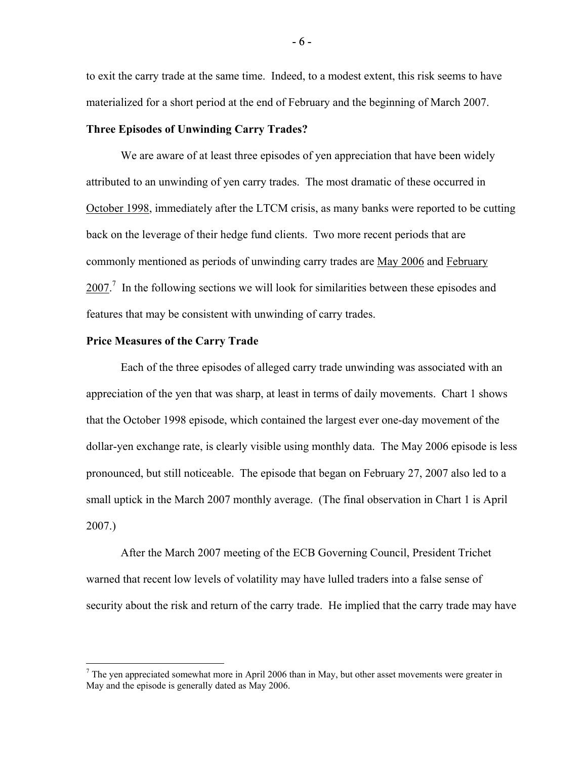to exit the carry trade at the same time. Indeed, to a modest extent, this risk seems to have materialized for a short period at the end of February and the beginning of March 2007.

**Three Episodes of Unwinding Carry Trades?**

We are aware of at least three episodes of yen appreciation that have been widely attributed to an unwinding of yen carry trades. The most dramatic of these occurred in October 1998, immediately after the LTCM crisis, as many banks were reported to be cutting back on the leverage of their hedge fund clients. Two more recent periods that are commonly mentioned as periods of unwinding carry trades are May 2006 and February 2007.[7] In the following sections we will look for similarities between these episodes and features that may be consistent with unwinding of carry trades.

**Price Measures of the Carry Trade**

Each of the three episodes of alleged carry trade unwinding was associated with an appreciation of the yen that was sharp, at least in terms of daily movements. Chart 1 shows that the October 1998 episode, which contained the largest ever one-day movement of the dollar-yen exchange rate, is clearly visible using monthly data. The May 2006 episode is less pronounced, but still noticeable. The episode that began on February 27, 2007 also led to a small uptick in the March 2007 monthly average. (The final observation in Chart 1 is April 2007.)

After the March 2007 meeting of the ECB Governing Council, President Trichet warned that recent low levels of volatility may have lulled traders into a false sense of security about the risk and return of the carry trade. He implied that the carry trade may have

[7] The yen appreciated somewhat more in April 2006 than in May, but other asset movements were greater in May and the episode is generally dated as May 2006.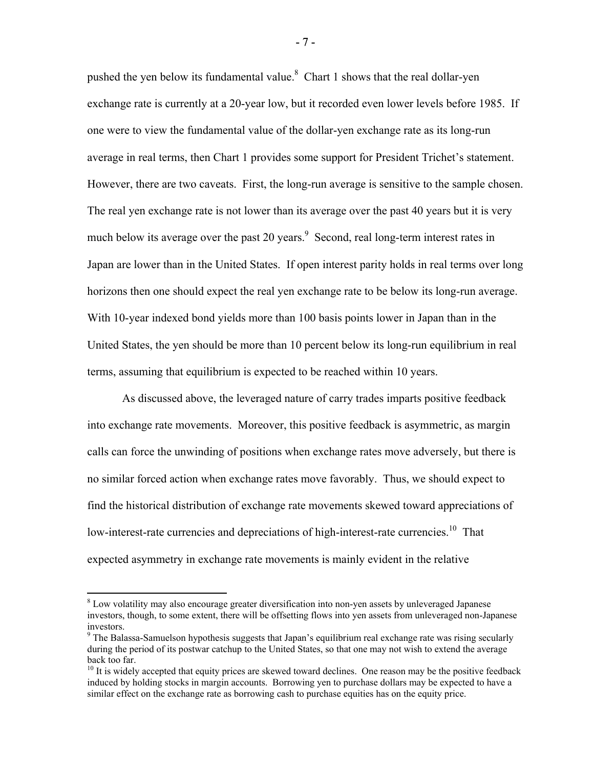pushed the yen below its fundamental value.[8] Chart 1 shows that the real dollar-yen exchange rate is currently at a 20-year low, but it recorded even lower levels before 1985. If one were to view the fundamental value of the dollar-yen exchange rate as its long-run average in real terms, then Chart 1 provides some support for President Trichet's statement. However, there are two caveats. First, the long-run average is sensitive to the sample chosen. The real yen exchange rate is not lower than its average over the past 40 years but it is very much below its average over the past 20 years.[9] Second, real long-term interest rates in Japan are lower than in the United States. If open interest parity holds in real terms over long horizons then one should expect the real yen exchange rate to be below its long-run average. With 10-year indexed bond yields more than 100 basis points lower in Japan than in the United States, the yen should be more than 10 percent below its long-run equilibrium in real terms, assuming that equilibrium is expected to be reached within 10 years.

As discussed above, the leveraged nature of carry trades imparts positive feedback into exchange rate movements. Moreover, this positive feedback is asymmetric, as margin calls can force the unwinding of positions when exchange rates move adversely, but there is no similar forced action when exchange rates move favorably. Thus, we should expect to find the historical distribution of exchange rate movements skewed toward appreciations of low-interest-rate currencies and depreciations of high-interest-rate currencies.[10] That expected asymmetry in exchange rate movements is mainly evident in the relative

---

[8] Low volatility may also encourage greater diversification into non-yen assets by unleveraged Japanese investors, though, to some extent, there will be offsetting flows into yen assets from unleveraged non-Japanese investors.

[9] The Balassa-Samuelson hypothesis suggests that Japan's equilibrium real exchange rate was rising secularly during the period of its postwar catchup to the United States, so that one may not wish to extend the average back too far.

[10] It is widely accepted that equity prices are skewed toward declines. One reason may be the positive feedback induced by holding stocks in margin accounts. Borrowing yen to purchase dollars may be expected to have a similar effect on the exchange rate as borrowing cash to purchase equities has on the equity price.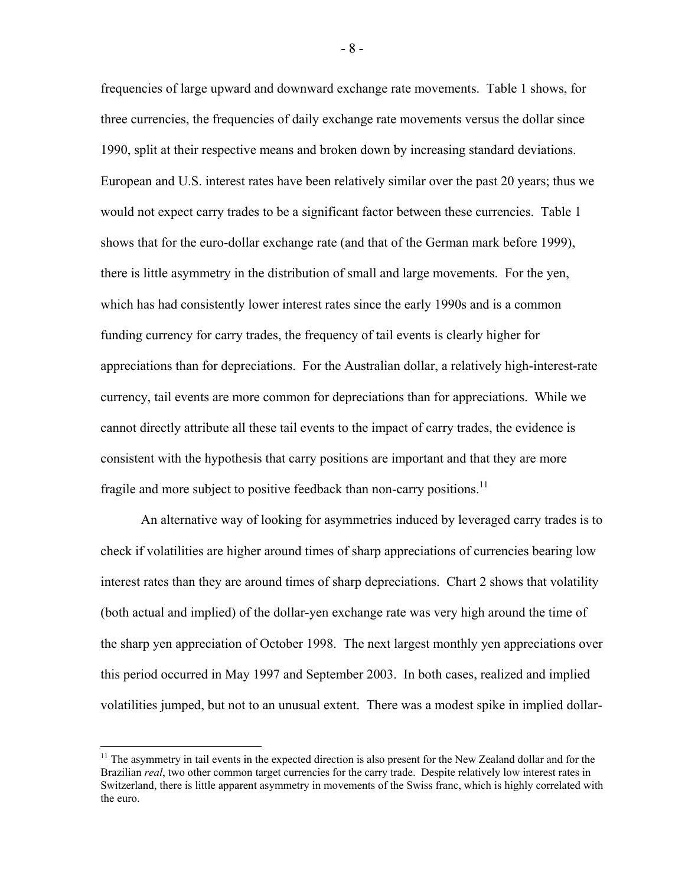frequencies of large upward and downward exchange rate movements. Table 1 shows, for three currencies, the frequencies of daily exchange rate movements versus the dollar since 1990, split at their respective means and broken down by increasing standard deviations. European and U.S. interest rates have been relatively similar over the past 20 years; thus we would not expect carry trades to be a significant factor between these currencies. Table 1 shows that for the euro-dollar exchange rate (and that of the German mark before 1999), there is little asymmetry in the distribution of small and large movements. For the yen, which has had consistently lower interest rates since the early 1990s and is a common funding currency for carry trades, the frequency of tail events is clearly higher for appreciations than for depreciations. For the Australian dollar, a relatively high-interest-rate currency, tail events are more common for depreciations than for appreciations. While we cannot directly attribute all these tail events to the impact of carry trades, the evidence is consistent with the hypothesis that carry positions are important and that they are more fragile and more subject to positive feedback than non-carry positions.[11]

An alternative way of looking for asymmetries induced by leveraged carry trades is to check if volatilities are higher around times of sharp appreciations of currencies bearing low interest rates than they are around times of sharp depreciations. Chart 2 shows that volatility (both actual and implied) of the dollar-yen exchange rate was very high around the time of the sharp yen appreciation of October 1998. The next largest monthly yen appreciations over this period occurred in May 1997 and September 2003. In both cases, realized and implied volatilities jumped, but not to an unusual extent. There was a modest spike in implied dollar-

[11] The asymmetry in tail events in the expected direction is also present for the New Zealand dollar and for the Brazilian *real*, two other common target currencies for the carry trade. Despite relatively low interest rates in Switzerland, there is little apparent asymmetry in movements of the Swiss franc, which is highly correlated with the euro.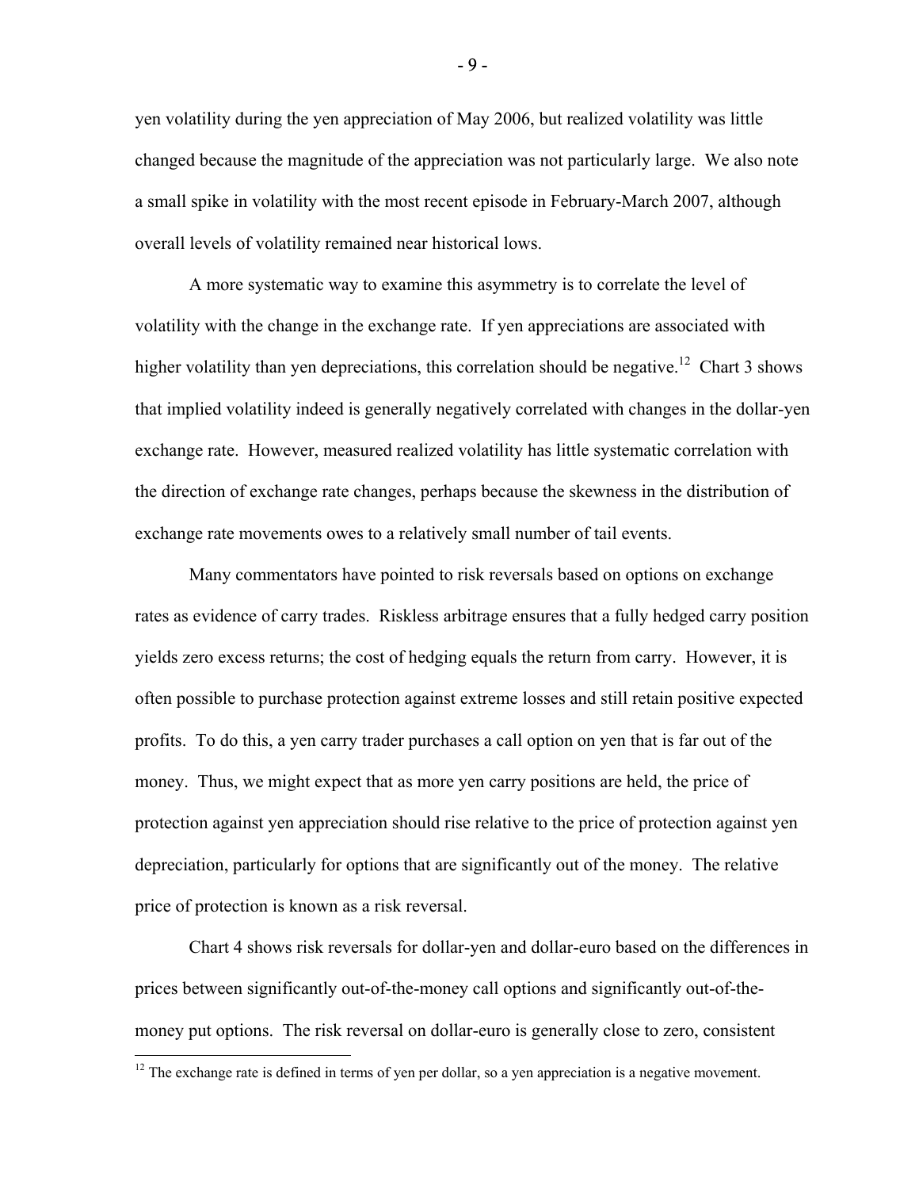yen volatility during the yen appreciation of May 2006, but realized volatility was little changed because the magnitude of the appreciation was not particularly large. We also note a small spike in volatility with the most recent episode in February-March 2007, although overall levels of volatility remained near historical lows.

A more systematic way to examine this asymmetry is to correlate the level of volatility with the change in the exchange rate. If yen appreciations are associated with higher volatility than yen depreciations, this correlation should be negative.[12] Chart 3 shows that implied volatility indeed is generally negatively correlated with changes in the dollar-yen exchange rate. However, measured realized volatility has little systematic correlation with the direction of exchange rate changes, perhaps because the skewness in the distribution of exchange rate movements owes to a relatively small number of tail events.

Many commentators have pointed to risk reversals based on options on exchange rates as evidence of carry trades. Riskless arbitrage ensures that a fully hedged carry position yields zero excess returns; the cost of hedging equals the return from carry. However, it is often possible to purchase protection against extreme losses and still retain positive expected profits. To do this, a yen carry trader purchases a call option on yen that is far out of the money. Thus, we might expect that as more yen carry positions are held, the price of protection against yen appreciation should rise relative to the price of protection against yen depreciation, particularly for options that are significantly out of the money. The relative price of protection is known as a risk reversal.

Chart 4 shows risk reversals for dollar-yen and dollar-euro based on the differences in prices between significantly out-of-the-money call options and significantly out-of-the-money put options. The risk reversal on dollar-euro is generally close to zero, consistent

[12] The exchange rate is defined in terms of yen per dollar, so a yen appreciation is a negative movement.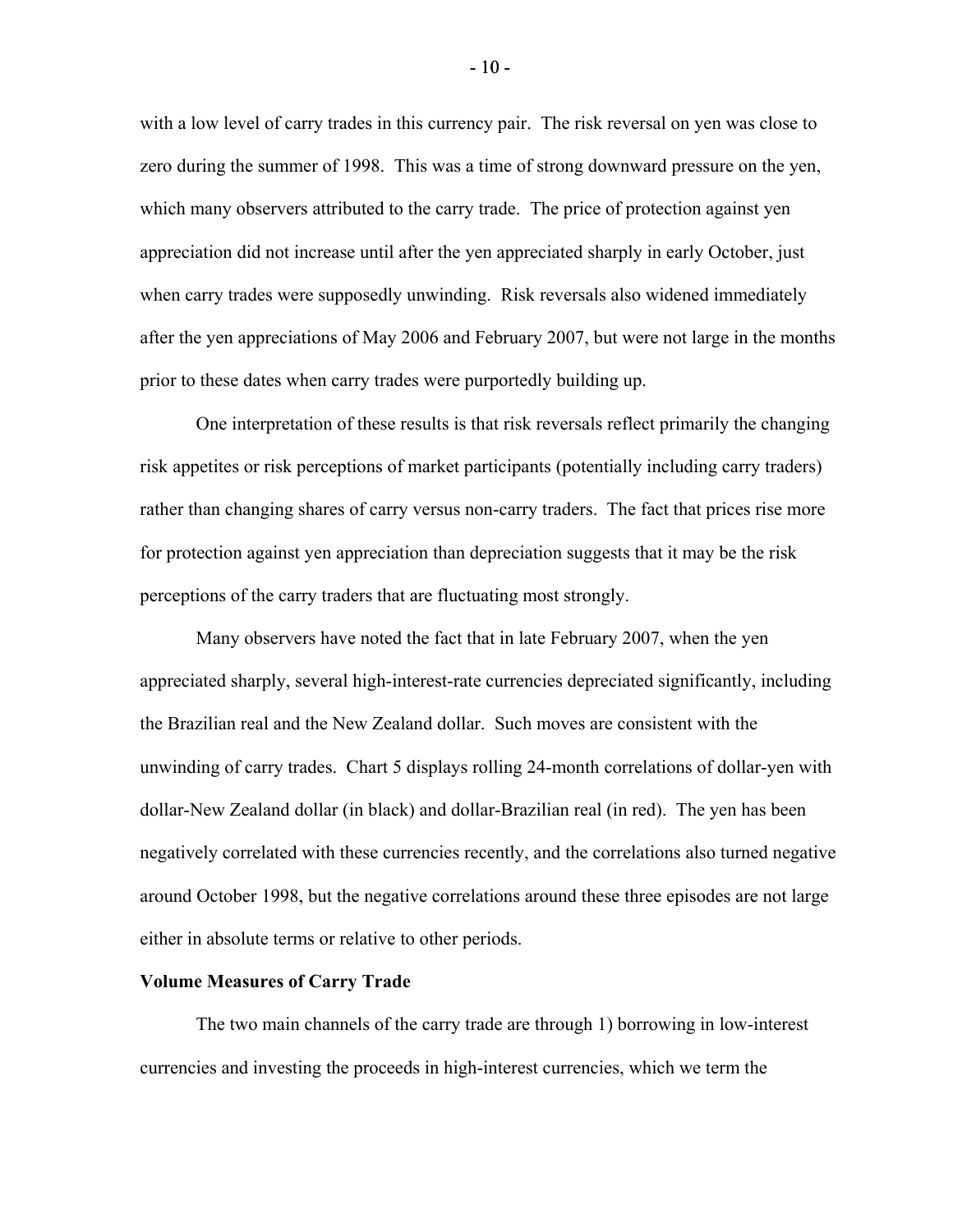with a low level of carry trades in this currency pair. The risk reversal on yen was close to zero during the summer of 1998. This was a time of strong downward pressure on the yen, which many observers attributed to the carry trade. The price of protection against yen appreciation did not increase until after the yen appreciated sharply in early October, just when carry trades were supposedly unwinding. Risk reversals also widened immediately after the yen appreciations of May 2006 and February 2007, but were not large in the months prior to these dates when carry trades were purportedly building up.

One interpretation of these results is that risk reversals reflect primarily the changing risk appetites or risk perceptions of market participants (potentially including carry traders) rather than changing shares of carry versus non-carry traders. The fact that prices rise more for protection against yen appreciation than depreciation suggests that it may be the risk perceptions of the carry traders that are fluctuating most strongly.

Many observers have noted the fact that in late February 2007, when the yen appreciated sharply, several high-interest-rate currencies depreciated significantly, including the Brazilian real and the New Zealand dollar. Such moves are consistent with the unwinding of carry trades. Chart 5 displays rolling 24-month correlations of dollar-yen with dollar-New Zealand dollar (in black) and dollar-Brazilian real (in red). The yen has been negatively correlated with these currencies recently, and the correlations also turned negative around October 1998, but the negative correlations around these three episodes are not large either in absolute terms or relative to other periods.

**Volume Measures of Carry Trade**

The two main channels of the carry trade are through 1) borrowing in low-interest currencies and investing the proceeds in high-interest currencies, which we term the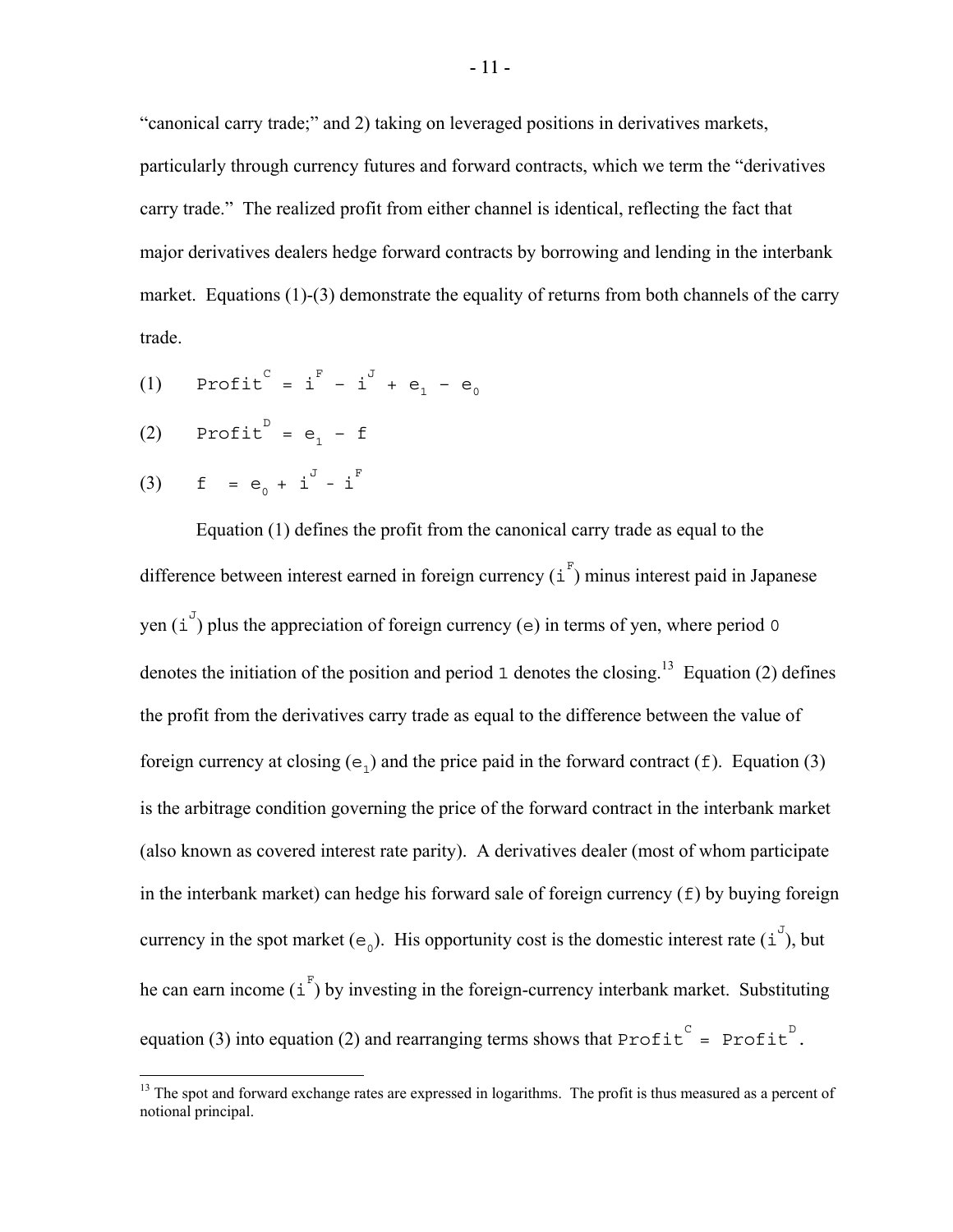"canonical carry trade;" and 2) taking on leveraged positions in derivatives markets, particularly through currency futures and forward contracts, which we term the "derivatives carry trade." The realized profit from either channel is identical, reflecting the fact that major derivatives dealers hedge forward contracts by borrowing and lending in the interbank market. Equations (1)-(3) demonstrate the equality of returns from both channels of the carry trade.

$$\text{(1)} \quad Profit^{C} = i^{F} - i^{J} + e_{1} - e_{0}$$

$$\text{(2)} \quad Profit^{D} = e_{1} - f$$

$$\text{(3)} \quad f = e_{0} + i^{J} - i^{F}$$

Equation (1) defines the profit from the canonical carry trade as equal to the difference between interest earned in foreign currency ($i^{F}$) minus interest paid in Japanese yen ($i^{J}$) plus the appreciation of foreign currency ($e$) in terms of yen, where period $0$ denotes the initiation of the position and period $1$ denotes the closing.[13] Equation (2) defines the profit from the derivatives carry trade as equal to the difference between the value of foreign currency at closing ($e_{1}$) and the price paid in the forward contract ($f$). Equation (3) is the arbitrage condition governing the price of the forward contract in the interbank market (also known as covered interest rate parity). A derivatives dealer (most of whom participate in the interbank market) can hedge his forward sale of foreign currency ($f$) by buying foreign currency in the spot market ($e_{0}$). His opportunity cost is the domestic interest rate ($i^{J}$), but he can earn income ($i^{F}$) by investing in the foreign-currency interbank market. Substituting equation (3) into equation (2) and rearranging terms shows that $Profit^{C} = Profit^{D}$.

[13] The spot and forward exchange rates are expressed in logarithms. The profit is thus measured as a percent of notional principal.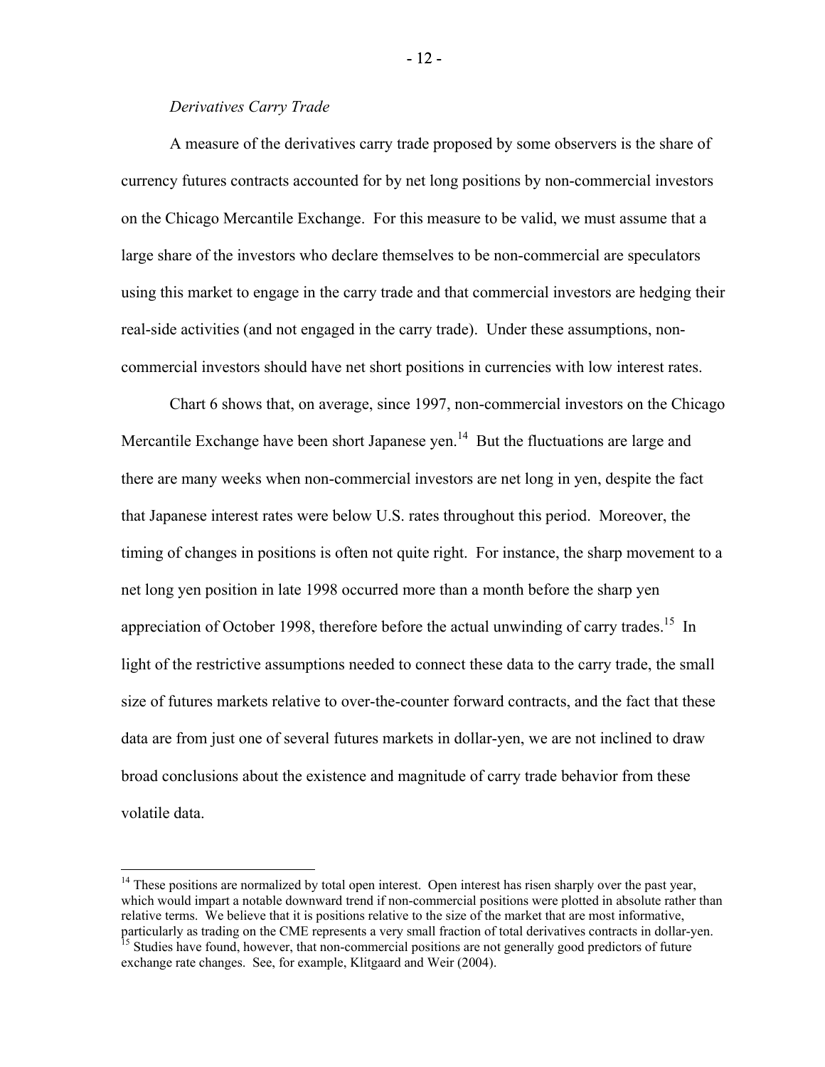*Derivatives Carry Trade*

A measure of the derivatives carry trade proposed by some observers is the share of currency futures contracts accounted for by net long positions by non-commercial investors on the Chicago Mercantile Exchange. For this measure to be valid, we must assume that a large share of the investors who declare themselves to be non-commercial are speculators using this market to engage in the carry trade and that commercial investors are hedging their real-side activities (and not engaged in the carry trade). Under these assumptions, non-commercial investors should have net short positions in currencies with low interest rates.

Chart 6 shows that, on average, since 1997, non-commercial investors on the Chicago Mercantile Exchange have been short Japanese yen.[14] But the fluctuations are large and there are many weeks when non-commercial investors are net long in yen, despite the fact that Japanese interest rates were below U.S. rates throughout this period. Moreover, the timing of changes in positions is often not quite right. For instance, the sharp movement to a net long yen position in late 1998 occurred more than a month before the sharp yen appreciation of October 1998, therefore before the actual unwinding of carry trades.[15] In light of the restrictive assumptions needed to connect these data to the carry trade, the small size of futures markets relative to over-the-counter forward contracts, and the fact that these data are from just one of several futures markets in dollar-yen, we are not inclined to draw broad conclusions about the existence and magnitude of carry trade behavior from these volatile data.

---

[14] These positions are normalized by total open interest. Open interest has risen sharply over the past year, which would impart a notable downward trend if non-commercial positions were plotted in absolute rather than relative terms. We believe that it is positions relative to the size of the market that are most informative, particularly as trading on the CME represents a very small fraction of total derivatives contracts in dollar-yen.

[15] Studies have found, however, that non-commercial positions are not generally good predictors of future exchange rate changes. See, for example, Klitgaard and Weir (2004).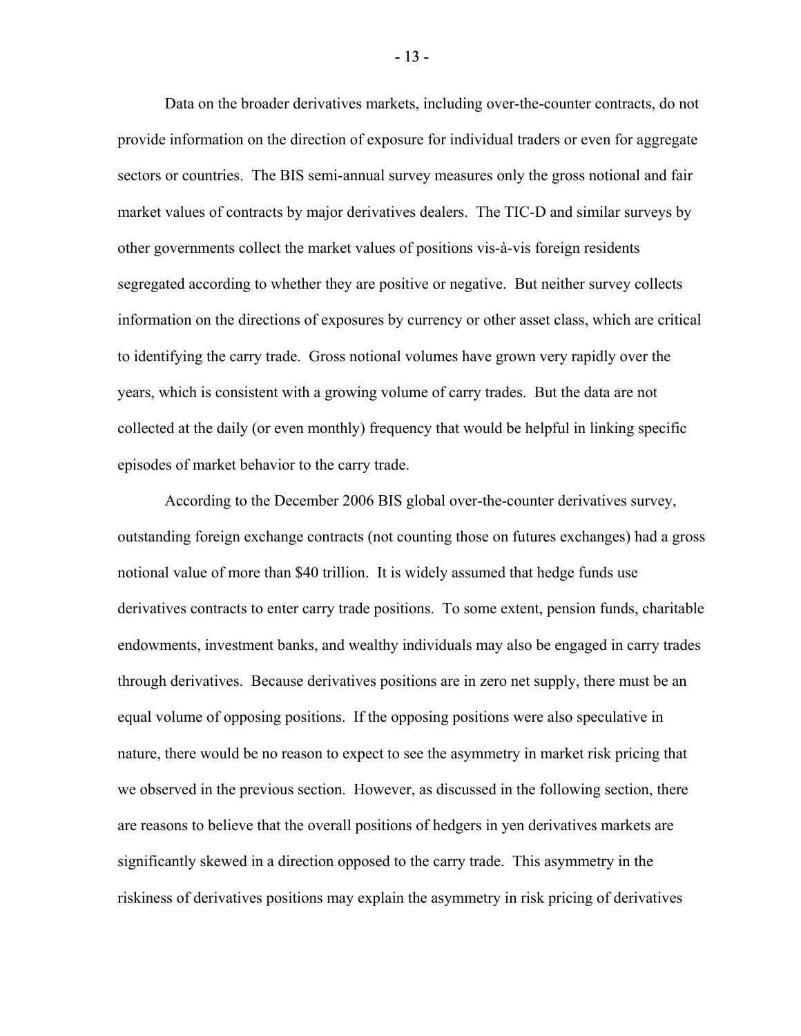Data on the broader derivatives markets, including over-the-counter contracts, do not provide information on the direction of exposure for individual traders or even for aggregate sectors or countries. The BIS semi-annual survey measures only the gross notional and fair market values of contracts by major derivatives dealers. The TIC-D and similar surveys by other governments collect the market values of positions vis-à-vis foreign residents segregated according to whether they are positive or negative. But neither survey collects information on the directions of exposures by currency or other asset class, which are critical to identifying the carry trade. Gross notional volumes have grown very rapidly over the years, which is consistent with a growing volume of carry trades. But the data are not collected at the daily (or even monthly) frequency that would be helpful in linking specific episodes of market behavior to the carry trade.

According to the December 2006 BIS global over-the-counter derivatives survey, outstanding foreign exchange contracts (not counting those on futures exchanges) had a gross notional value of more than $40 trillion. It is widely assumed that hedge funds use derivatives contracts to enter carry trade positions. To some extent, pension funds, charitable endowments, investment banks, and wealthy individuals may also be engaged in carry trades through derivatives. Because derivatives positions are in zero net supply, there must be an equal volume of opposing positions. If the opposing positions were also speculative in nature, there would be no reason to expect to see the asymmetry in market risk pricing that we observed in the previous section. However, as discussed in the following section, there are reasons to believe that the overall positions of hedgers in yen derivatives markets are significantly skewed in a direction opposed to the carry trade. This asymmetry in the riskiness of derivatives positions may explain the asymmetry in risk pricing of derivatives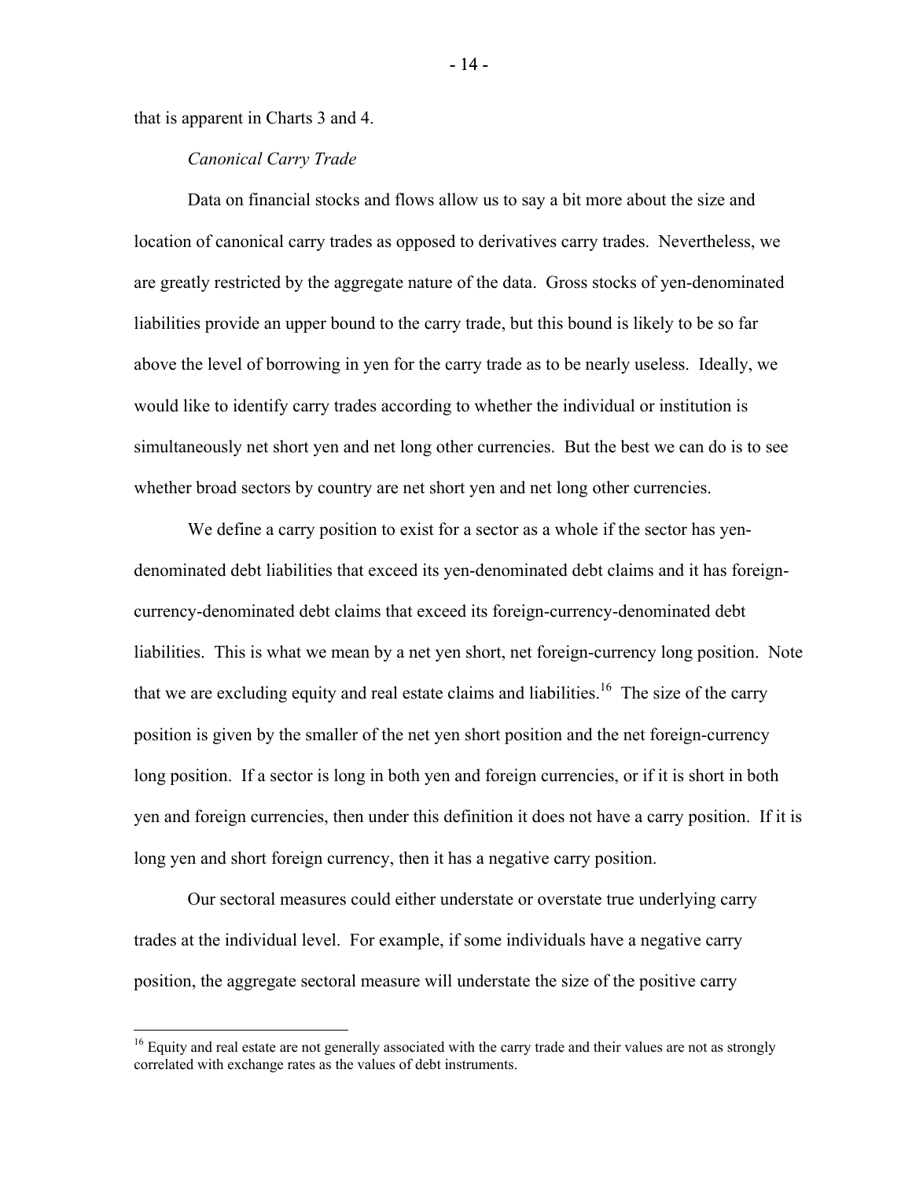that is apparent in Charts 3 and 4.

*Canonical Carry Trade*

Data on financial stocks and flows allow us to say a bit more about the size and location of canonical carry trades as opposed to derivatives carry trades. Nevertheless, we are greatly restricted by the aggregate nature of the data. Gross stocks of yen-denominated liabilities provide an upper bound to the carry trade, but this bound is likely to be so far above the level of borrowing in yen for the carry trade as to be nearly useless. Ideally, we would like to identify carry trades according to whether the individual or institution is simultaneously net short yen and net long other currencies. But the best we can do is to see whether broad sectors by country are net short yen and net long other currencies.

We define a carry position to exist for a sector as a whole if the sector has yen-denominated debt liabilities that exceed its yen-denominated debt claims and it has foreign-currency-denominated debt claims that exceed its foreign-currency-denominated debt liabilities. This is what we mean by a net yen short, net foreign-currency long position. Note that we are excluding equity and real estate claims and liabilities.[16] The size of the carry position is given by the smaller of the net yen short position and the net foreign-currency long position. If a sector is long in both yen and foreign currencies, or if it is short in both yen and foreign currencies, then under this definition it does not have a carry position. If it is long yen and short foreign currency, then it has a negative carry position.

Our sectoral measures could either understate or overstate true underlying carry trades at the individual level. For example, if some individuals have a negative carry position, the aggregate sectoral measure will understate the size of the positive carry

[16] Equity and real estate are not generally associated with the carry trade and their values are not as strongly correlated with exchange rates as the values of debt instruments.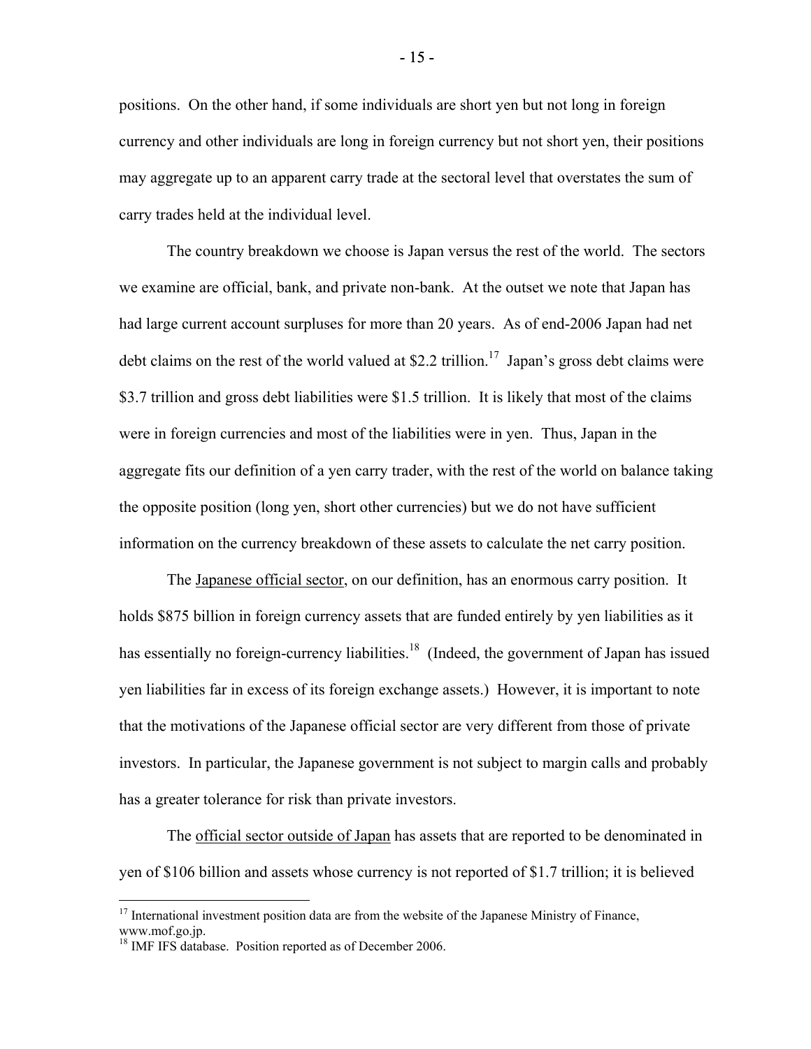positions. On the other hand, if some individuals are short yen but not long in foreign currency and other individuals are long in foreign currency but not short yen, their positions may aggregate up to an apparent carry trade at the sectoral level that overstates the sum of carry trades held at the individual level.

The country breakdown we choose is Japan versus the rest of the world. The sectors we examine are official, bank, and private non-bank. At the outset we note that Japan has had large current account surpluses for more than 20 years. As of end-2006 Japan had net debt claims on the rest of the world valued at $2.2 trillion.[17] Japan's gross debt claims were $3.7 trillion and gross debt liabilities were $1.5 trillion. It is likely that most of the claims were in foreign currencies and most of the liabilities were in yen. Thus, Japan in the aggregate fits our definition of a yen carry trader, with the rest of the world on balance taking the opposite position (long yen, short other currencies) but we do not have sufficient information on the currency breakdown of these assets to calculate the net carry position.

The <u>Japanese official sector</u>, on our definition, has an enormous carry position. It holds $875 billion in foreign currency assets that are funded entirely by yen liabilities as it has essentially no foreign-currency liabilities.[18] (Indeed, the government of Japan has issued yen liabilities far in excess of its foreign exchange assets.) However, it is important to note that the motivations of the Japanese official sector are very different from those of private investors. In particular, the Japanese government is not subject to margin calls and probably has a greater tolerance for risk than private investors.

The <u>official sector outside of Japan</u> has assets that are reported to be denominated in yen of $106 billion and assets whose currency is not reported of $1.7 trillion; it is believed

---

[17] International investment position data are from the website of the Japanese Ministry of Finance, www.mof.go.jp.

[18] IMF IFS database. Position reported as of December 2006.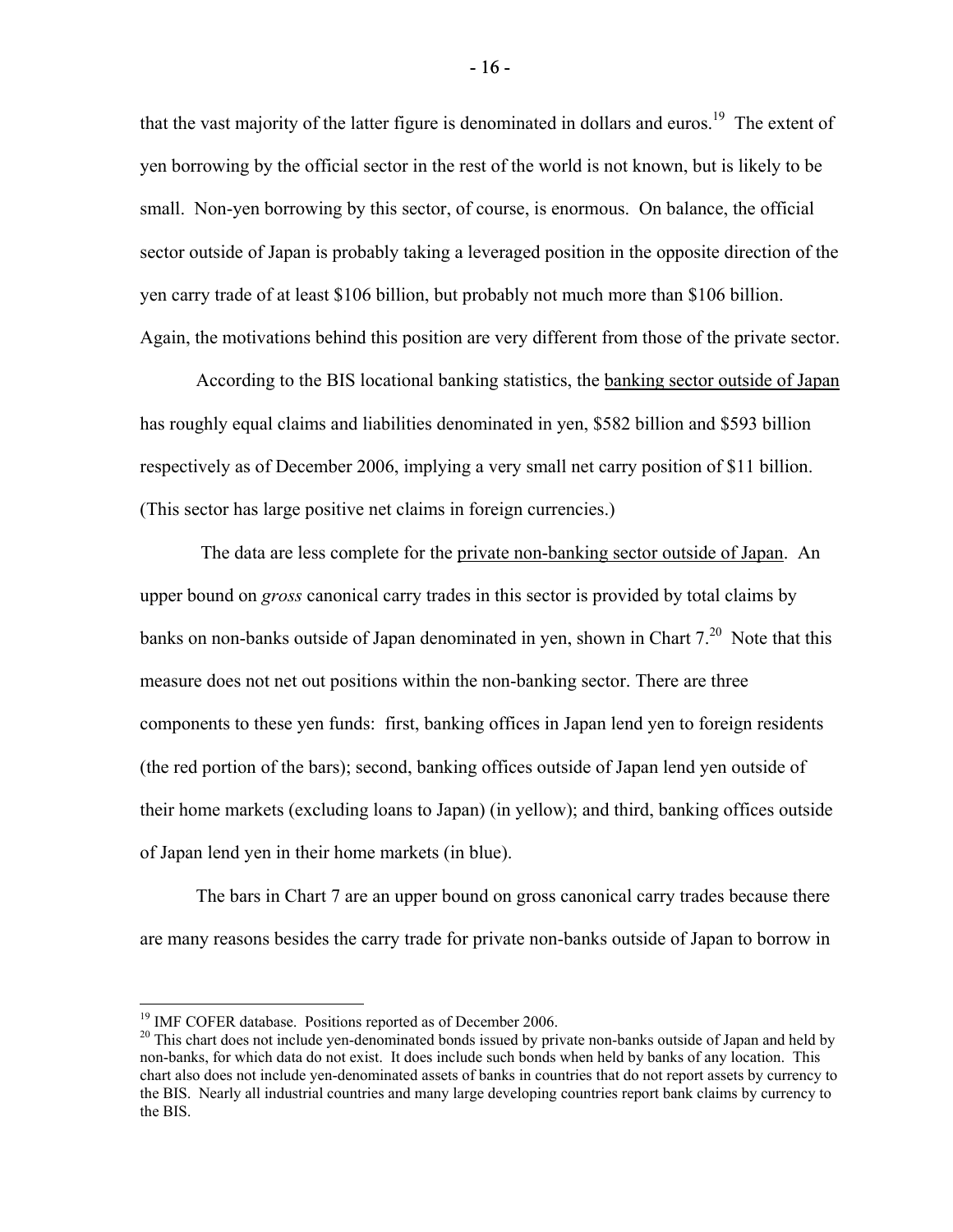that the vast majority of the latter figure is denominated in dollars and euros.[19] The extent of yen borrowing by the official sector in the rest of the world is not known, but is likely to be small. Non-yen borrowing by this sector, of course, is enormous. On balance, the official sector outside of Japan is probably taking a leveraged position in the opposite direction of the yen carry trade of at least $106 billion, but probably not much more than $106 billion. Again, the motivations behind this position are very different from those of the private sector.

According to the BIS locational banking statistics, the banking sector outside of Japan has roughly equal claims and liabilities denominated in yen, $582 billion and $593 billion respectively as of December 2006, implying a very small net carry position of $11 billion. (This sector has large positive net claims in foreign currencies.)

The data are less complete for the private non-banking sector outside of Japan. An upper bound on *gross* canonical carry trades in this sector is provided by total claims by banks on non-banks outside of Japan denominated in yen, shown in Chart 7.[20] Note that this measure does not net out positions within the non-banking sector. There are three components to these yen funds: first, banking offices in Japan lend yen to foreign residents (the red portion of the bars); second, banking offices outside of Japan lend yen outside of their home markets (excluding loans to Japan) (in yellow); and third, banking offices outside of Japan lend yen in their home markets (in blue).

The bars in Chart 7 are an upper bound on gross canonical carry trades because there are many reasons besides the carry trade for private non-banks outside of Japan to borrow in

[19] IMF COFER database. Positions reported as of December 2006.

[20] This chart does not include yen-denominated bonds issued by private non-banks outside of Japan and held by non-banks, for which data do not exist. It does include such bonds when held by banks of any location. This chart also does not include yen-denominated assets of banks in countries that do not report assets by currency to the BIS. Nearly all industrial countries and many large developing countries report bank claims by currency to the BIS.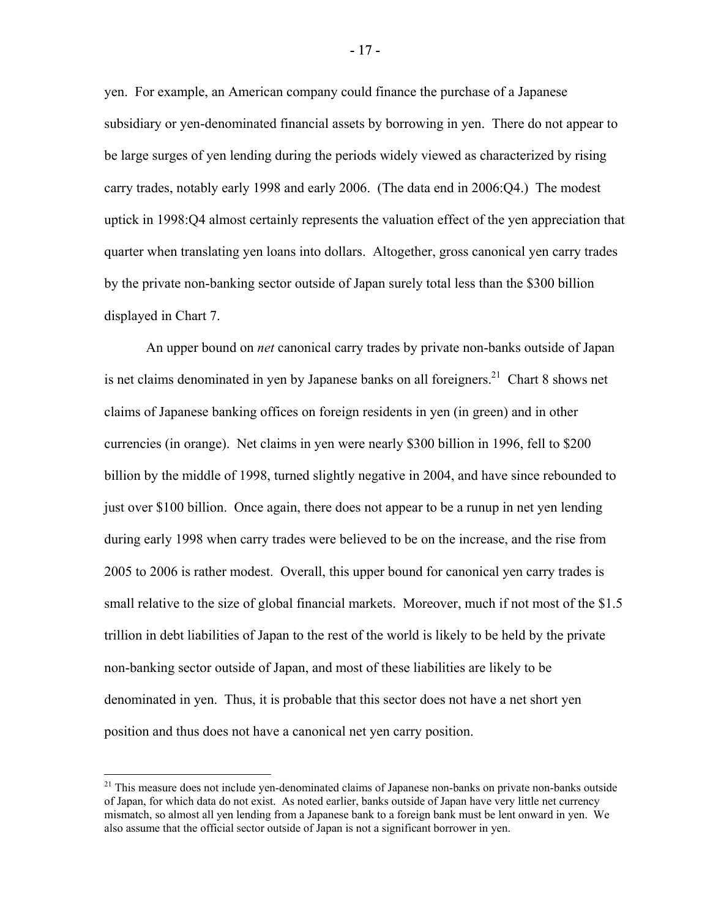yen. For example, an American company could finance the purchase of a Japanese subsidiary or yen-denominated financial assets by borrowing in yen. There do not appear to be large surges of yen lending during the periods widely viewed as characterized by rising carry trades, notably early 1998 and early 2006. (The data end in 2006:Q4.) The modest uptick in 1998:Q4 almost certainly represents the valuation effect of the yen appreciation that quarter when translating yen loans into dollars. Altogether, gross canonical yen carry trades by the private non-banking sector outside of Japan surely total less than the $300 billion displayed in Chart 7.

An upper bound on *net* canonical carry trades by private non-banks outside of Japan is net claims denominated in yen by Japanese banks on all foreigners.[21] Chart 8 shows net claims of Japanese banking offices on foreign residents in yen (in green) and in other currencies (in orange). Net claims in yen were nearly $300 billion in 1996, fell to $200 billion by the middle of 1998, turned slightly negative in 2004, and have since rebounded to just over $100 billion. Once again, there does not appear to be a runup in net yen lending during early 1998 when carry trades were believed to be on the increase, and the rise from 2005 to 2006 is rather modest. Overall, this upper bound for canonical yen carry trades is small relative to the size of global financial markets. Moreover, much if not most of the $1.5 trillion in debt liabilities of Japan to the rest of the world is likely to be held by the private non-banking sector outside of Japan, and most of these liabilities are likely to be denominated in yen. Thus, it is probable that this sector does not have a net short yen position and thus does not have a canonical net yen carry position.

[21] This measure does not include yen-denominated claims of Japanese non-banks on private non-banks outside of Japan, for which data do not exist. As noted earlier, banks outside of Japan have very little net currency mismatch, so almost all yen lending from a Japanese bank to a foreign bank must be lent onward in yen. We also assume that the official sector outside of Japan is not a significant borrower in yen.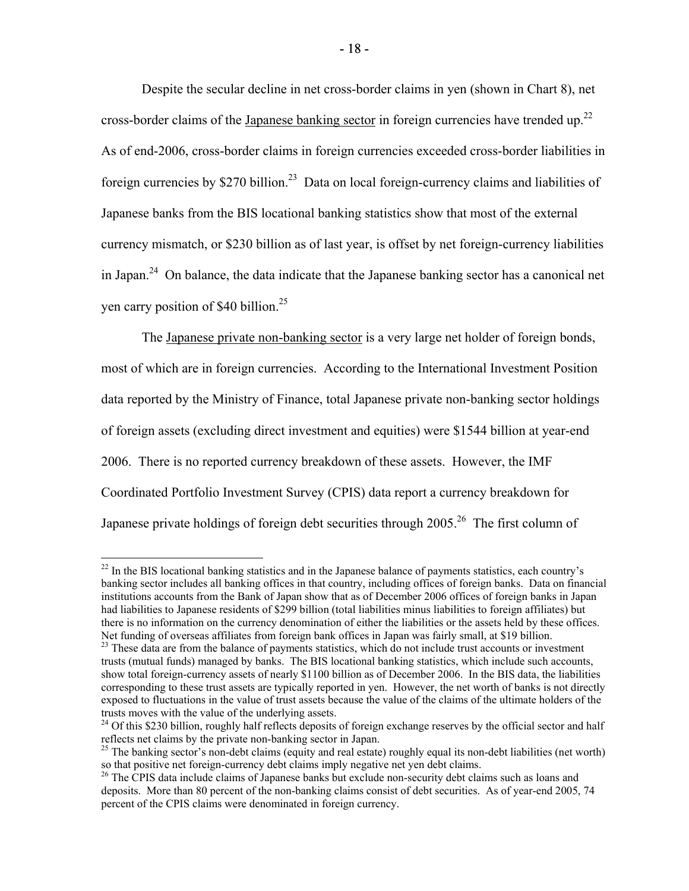Despite the secular decline in net cross-border claims in yen (shown in Chart 8), net cross-border claims of the Japanese banking sector in foreign currencies have trended up.[22] As of end-2006, cross-border claims in foreign currencies exceeded cross-border liabilities in foreign currencies by $270 billion.[23] Data on local foreign-currency claims and liabilities of Japanese banks from the BIS locational banking statistics show that most of the external currency mismatch, or $230 billion as of last year, is offset by net foreign-currency liabilities in Japan.[24] On balance, the data indicate that the Japanese banking sector has a canonical net yen carry position of $40 billion.[25]

The Japanese private non-banking sector is a very large net holder of foreign bonds, most of which are in foreign currencies. According to the International Investment Position data reported by the Ministry of Finance, total Japanese private non-banking sector holdings of foreign assets (excluding direct investment and equities) were $1544 billion at year-end 2006. There is no reported currency breakdown of these assets. However, the IMF Coordinated Portfolio Investment Survey (CPIS) data report a currency breakdown for Japanese private holdings of foreign debt securities through 2005.[26] The first column of

---

[22] In the BIS locational banking statistics and in the Japanese balance of payments statistics, each country's banking sector includes all banking offices in that country, including offices of foreign banks. Data on financial institutions accounts from the Bank of Japan show that as of December 2006 offices of foreign banks in Japan had liabilities to Japanese residents of $299 billion (total liabilities minus liabilities to foreign affiliates) but there is no information on the currency denomination of either the liabilities or the assets held by these offices. Net funding of overseas affiliates from foreign bank offices in Japan was fairly small, at $19 billion.

[23] These data are from the balance of payments statistics, which do not include trust accounts or investment trusts (mutual funds) managed by banks. The BIS locational banking statistics, which include such accounts, show total foreign-currency assets of nearly $1100 billion as of December 2006. In the BIS data, the liabilities corresponding to these trust assets are typically reported in yen. However, the net worth of banks is not directly exposed to fluctuations in the value of trust assets because the value of the claims of the ultimate holders of the trusts moves with the value of the underlying assets.

[24] Of this $230 billion, roughly half reflects deposits of foreign exchange reserves by the official sector and half reflects net claims by the private non-banking sector in Japan.

[25] The banking sector's non-debt claims (equity and real estate) roughly equal its non-debt liabilities (net worth) so that positive net foreign-currency debt claims imply negative net yen debt claims.

[26] The CPIS data include claims of Japanese banks but exclude non-security debt claims such as loans and deposits. More than 80 percent of the non-banking claims consist of debt securities. As of year-end 2005, 74 percent of the CPIS claims were denominated in foreign currency.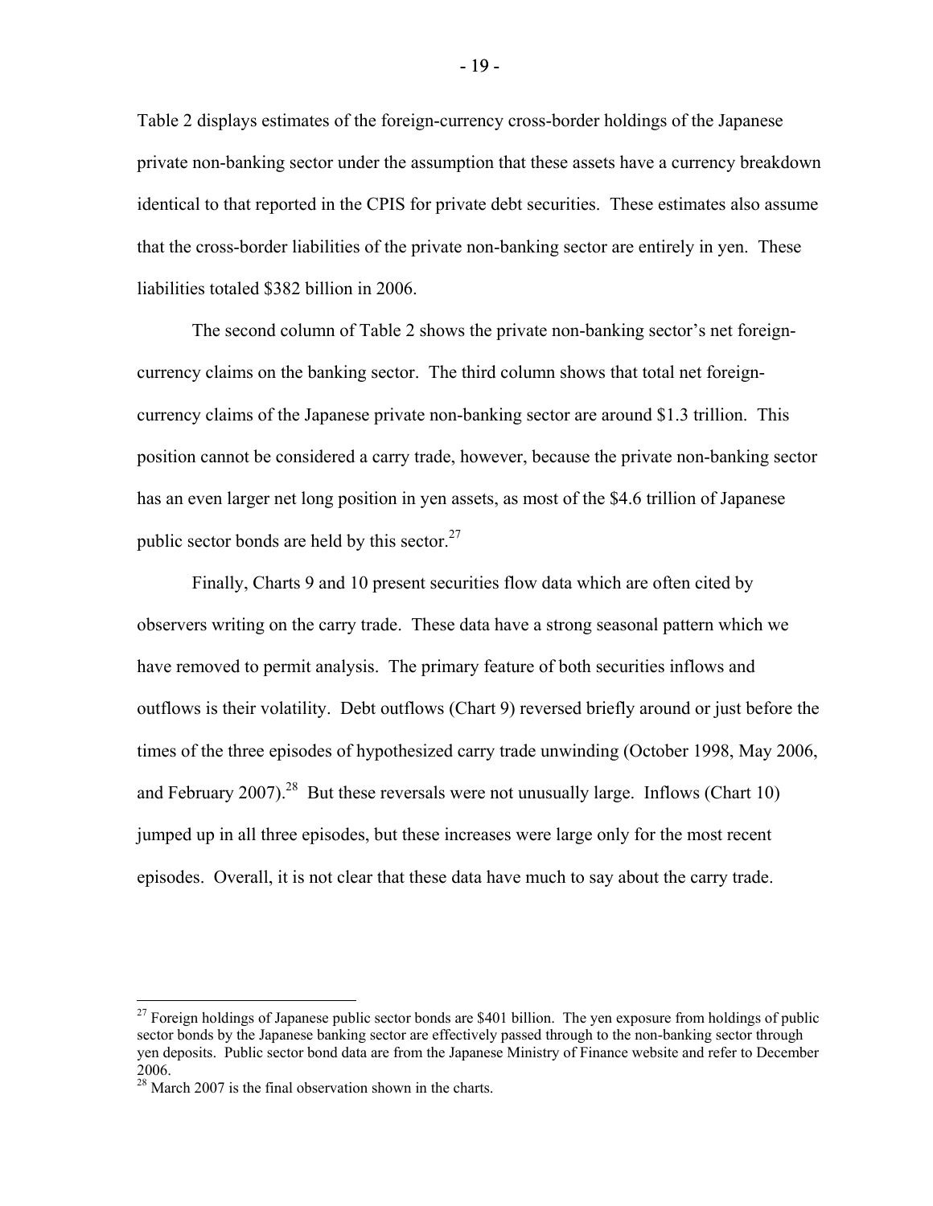Table 2 displays estimates of the foreign-currency cross-border holdings of the Japanese private non-banking sector under the assumption that these assets have a currency breakdown identical to that reported in the CPIS for private debt securities. These estimates also assume that the cross-border liabilities of the private non-banking sector are entirely in yen. These liabilities totaled $382 billion in 2006.

The second column of Table 2 shows the private non-banking sector's net foreign-currency claims on the banking sector. The third column shows that total net foreign-currency claims of the Japanese private non-banking sector are around $1.3 trillion. This position cannot be considered a carry trade, however, because the private non-banking sector has an even larger net long position in yen assets, as most of the $4.6 trillion of Japanese public sector bonds are held by this sector.[27]

Finally, Charts 9 and 10 present securities flow data which are often cited by observers writing on the carry trade. These data have a strong seasonal pattern which we have removed to permit analysis. The primary feature of both securities inflows and outflows is their volatility. Debt outflows (Chart 9) reversed briefly around or just before the times of the three episodes of hypothesized carry trade unwinding (October 1998, May 2006, and February 2007).[28] But these reversals were not unusually large. Inflows (Chart 10) jumped up in all three episodes, but these increases were large only for the most recent episodes. Overall, it is not clear that these data have much to say about the carry trade.

---

[27] Foreign holdings of Japanese public sector bonds are $401 billion. The yen exposure from holdings of public sector bonds by the Japanese banking sector are effectively passed through to the non-banking sector through yen deposits. Public sector bond data are from the Japanese Ministry of Finance website and refer to December 2006.

[28] March 2007 is the final observation shown in the charts.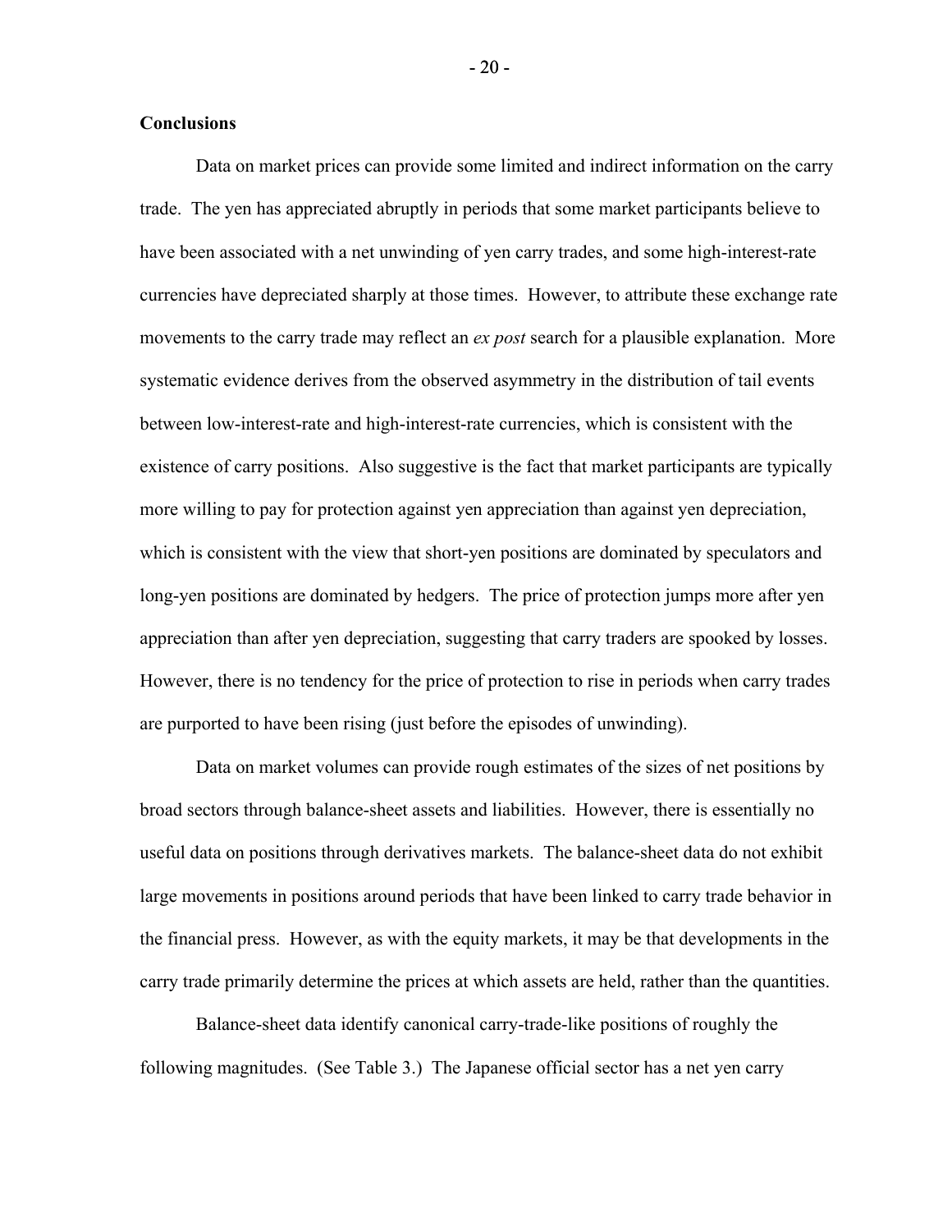## Conclusions

Data on market prices can provide some limited and indirect information on the carry trade. The yen has appreciated abruptly in periods that some market participants believe to have been associated with a net unwinding of yen carry trades, and some high-interest-rate currencies have depreciated sharply at those times. However, to attribute these exchange rate movements to the carry trade may reflect an *ex post* search for a plausible explanation. More systematic evidence derives from the observed asymmetry in the distribution of tail events between low-interest-rate and high-interest-rate currencies, which is consistent with the existence of carry positions. Also suggestive is the fact that market participants are typically more willing to pay for protection against yen appreciation than against yen depreciation, which is consistent with the view that short-yen positions are dominated by speculators and long-yen positions are dominated by hedgers. The price of protection jumps more after yen appreciation than after yen depreciation, suggesting that carry traders are spooked by losses. However, there is no tendency for the price of protection to rise in periods when carry trades are purported to have been rising (just before the episodes of unwinding).

Data on market volumes can provide rough estimates of the sizes of net positions by broad sectors through balance-sheet assets and liabilities. However, there is essentially no useful data on positions through derivatives markets. The balance-sheet data do not exhibit large movements in positions around periods that have been linked to carry trade behavior in the financial press. However, as with the equity markets, it may be that developments in the carry trade primarily determine the prices at which assets are held, rather than the quantities.

Balance-sheet data identify canonical carry-trade-like positions of roughly the following magnitudes. (See Table 3.) The Japanese official sector has a net yen carry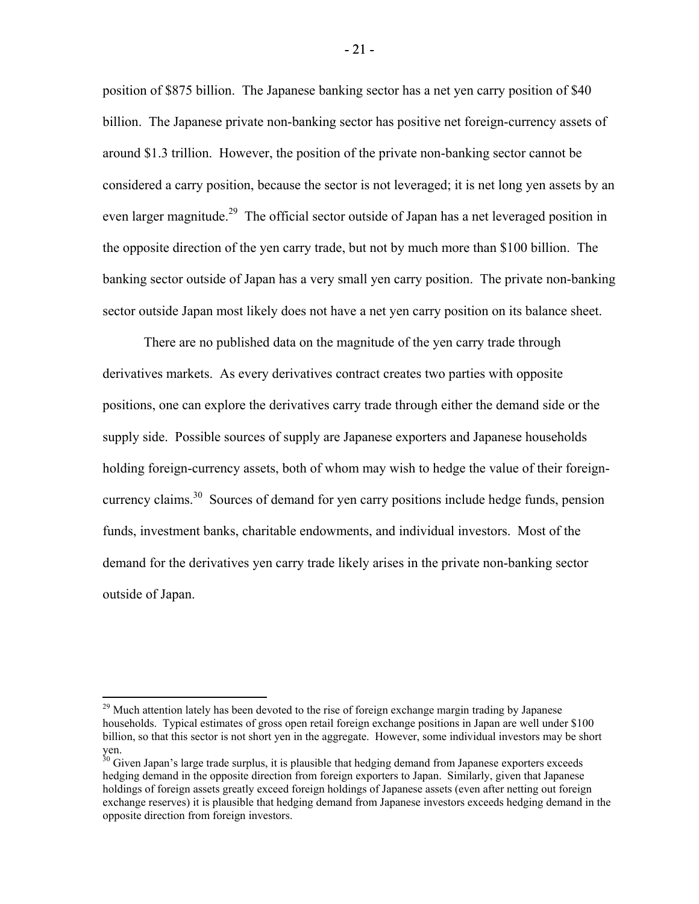position of \$875 billion. The Japanese banking sector has a net yen carry position of \$40 billion. The Japanese private non-banking sector has positive net foreign-currency assets of around \$1.3 trillion. However, the position of the private non-banking sector cannot be considered a carry position, because the sector is not leveraged; it is net long yen assets by an even larger magnitude.[29] The official sector outside of Japan has a net leveraged position in the opposite direction of the yen carry trade, but not by much more than \$100 billion. The banking sector outside of Japan has a very small yen carry position. The private non-banking sector outside Japan most likely does not have a net yen carry position on its balance sheet.

There are no published data on the magnitude of the yen carry trade through derivatives markets. As every derivatives contract creates two parties with opposite positions, one can explore the derivatives carry trade through either the demand side or the supply side. Possible sources of supply are Japanese exporters and Japanese households holding foreign-currency assets, both of whom may wish to hedge the value of their foreign-currency claims.[30] Sources of demand for yen carry positions include hedge funds, pension funds, investment banks, charitable endowments, and individual investors. Most of the demand for the derivatives yen carry trade likely arises in the private non-banking sector outside of Japan.

---

[29] Much attention lately has been devoted to the rise of foreign exchange margin trading by Japanese households. Typical estimates of gross open retail foreign exchange positions in Japan are well under \$100 billion, so that this sector is not short yen in the aggregate. However, some individual investors may be short yen.

[30] Given Japan's large trade surplus, it is plausible that hedging demand from Japanese exporters exceeds hedging demand in the opposite direction from foreign exporters to Japan. Similarly, given that Japanese holdings of foreign assets greatly exceed foreign holdings of Japanese assets (even after netting out foreign exchange reserves) it is plausible that hedging demand from Japanese investors exceeds hedging demand in the opposite direction from foreign investors.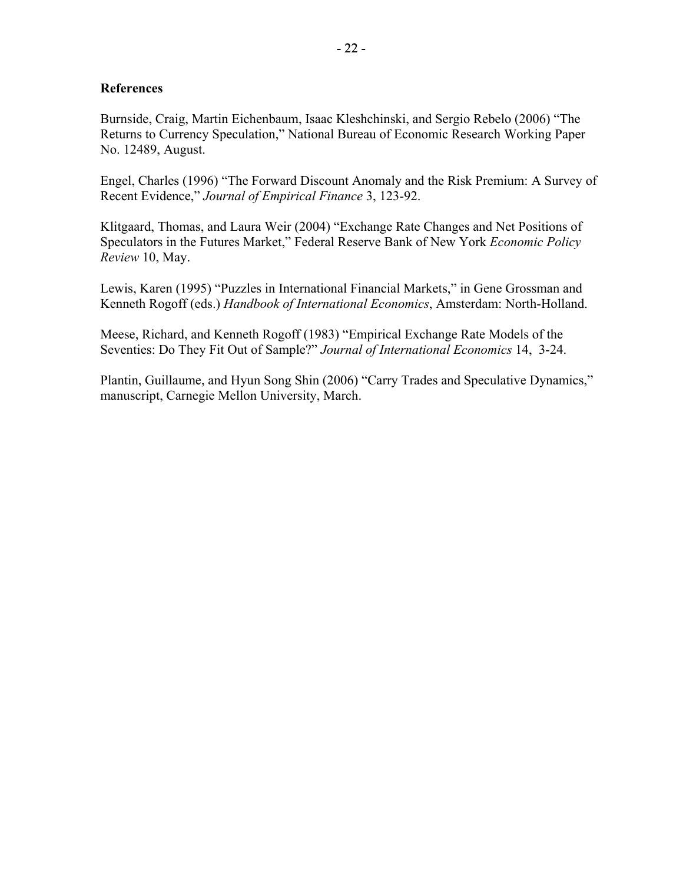## References

Burnside, Craig, Martin Eichenbaum, Isaac Kleshchinski, and Sergio Rebelo (2006) "The Returns to Currency Speculation," National Bureau of Economic Research Working Paper No. 12489, August.

Engel, Charles (1996) "The Forward Discount Anomaly and the Risk Premium: A Survey of Recent Evidence," *Journal of Empirical Finance* 3, 123-92.

Klitgaard, Thomas, and Laura Weir (2004) "Exchange Rate Changes and Net Positions of Speculators in the Futures Market," Federal Reserve Bank of New York *Economic Policy Review* 10, May.

Lewis, Karen (1995) "Puzzles in International Financial Markets," in Gene Grossman and Kenneth Rogoff (eds.) *Handbook of International Economics*, Amsterdam: North-Holland.

Meese, Richard, and Kenneth Rogoff (1983) "Empirical Exchange Rate Models of the Seventies: Do They Fit Out of Sample?" *Journal of International Economics* 14, 3-24.

Plantin, Guillaume, and Hyun Song Shin (2006) "Carry Trades and Speculative Dynamics," manuscript, Carnegie Mellon University, March.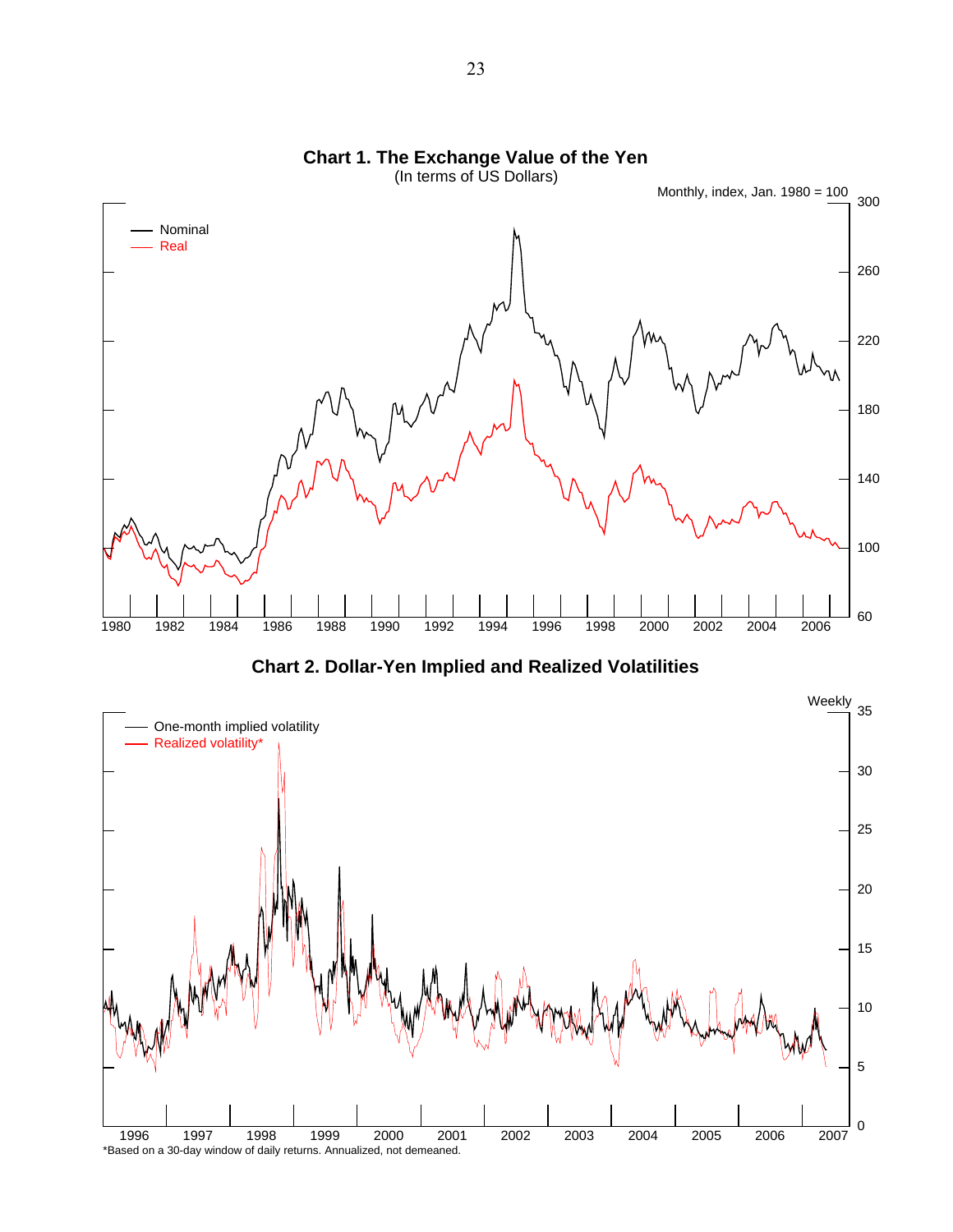**Chart 1. The Exchange Value of the Yen**
(In terms of US Dollars)

Monthly, index, Jan. 1980 = 100

Nominal
Real

**Chart 2. Dollar-Yen Implied and Realized Volatilities**

Weekly

One-month implied volatility
Realized volatility*

*Based on a 30-day window of daily returns. Annualized, not demeaned.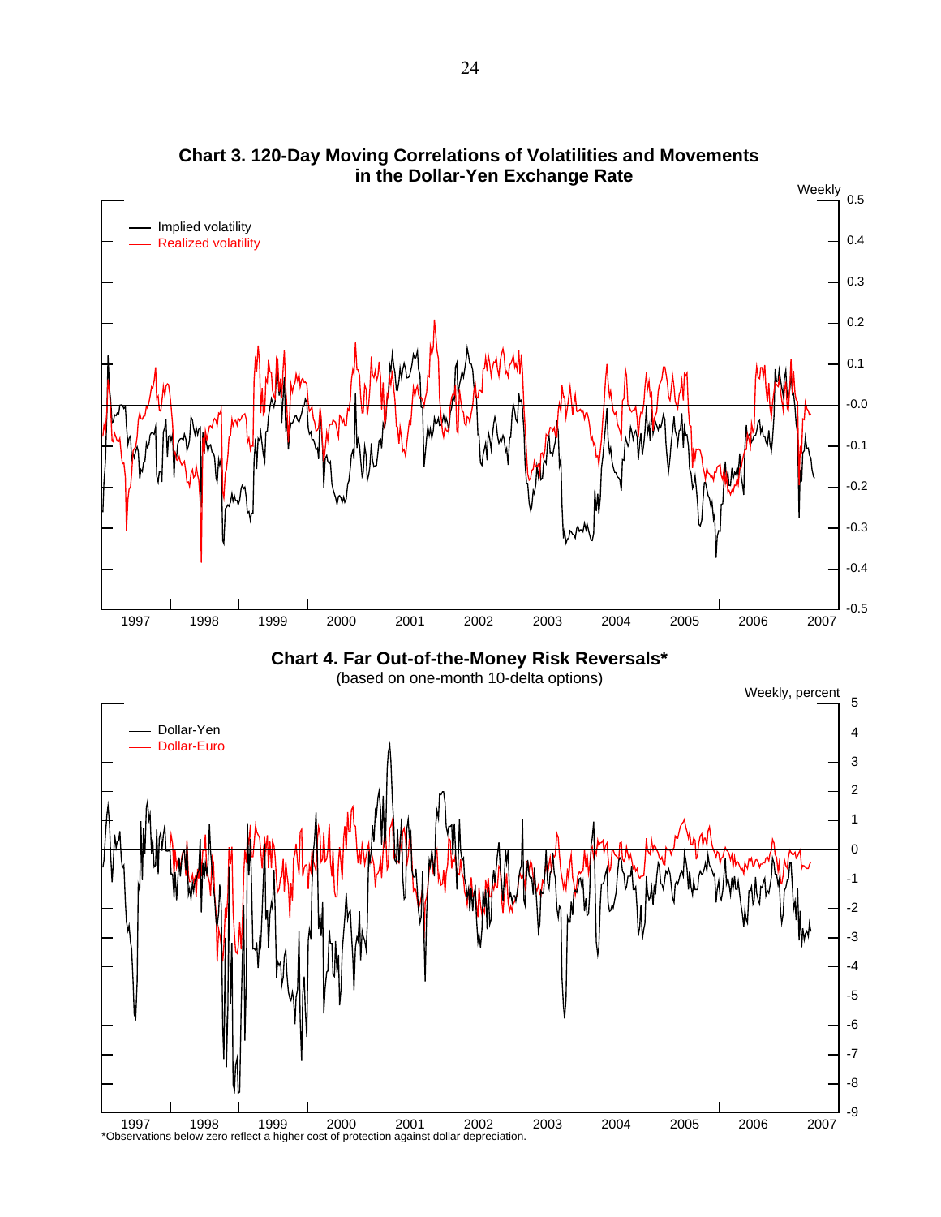**Chart 3. 120-Day Moving Correlations of Volatilities and Movements in the Dollar-Yen Exchange Rate**

Weekly

Implied volatility
Realized volatility

**Chart 4. Far Out-of-the-Money Risk Reversals***

(based on one-month 10-delta options)

Weekly, percent

Dollar-Yen
Dollar-Euro

*Observations below zero reflect a higher cost of protection against dollar depreciation.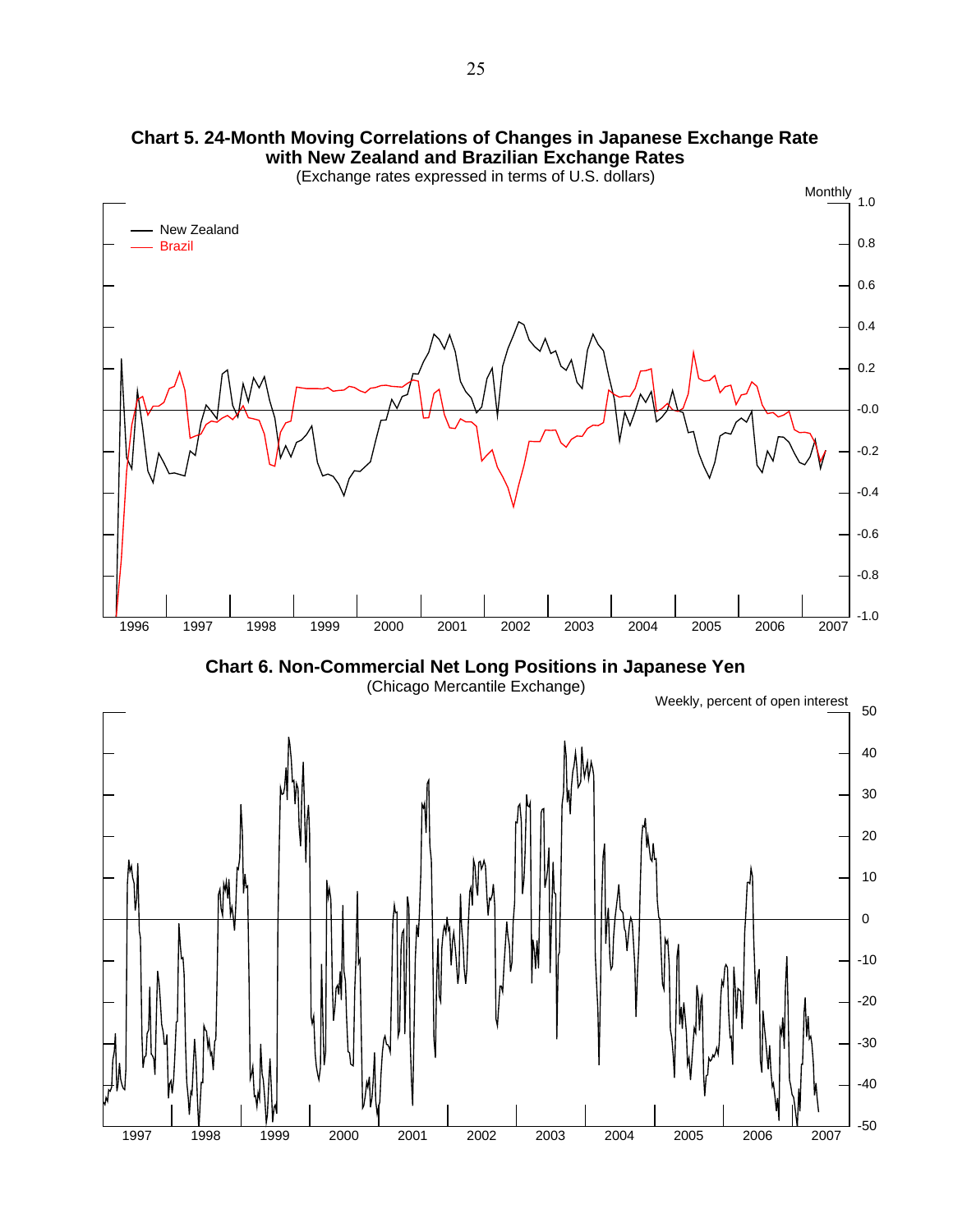**Chart 5. 24-Month Moving Correlations of Changes in Japanese Exchange Rate with New Zealand and Brazilian Exchange Rates**

(Exchange rates expressed in terms of U.S. dollars)

**Chart 6. Non-Commercial Net Long Positions in Japanese Yen**

(Chicago Mercantile Exchange)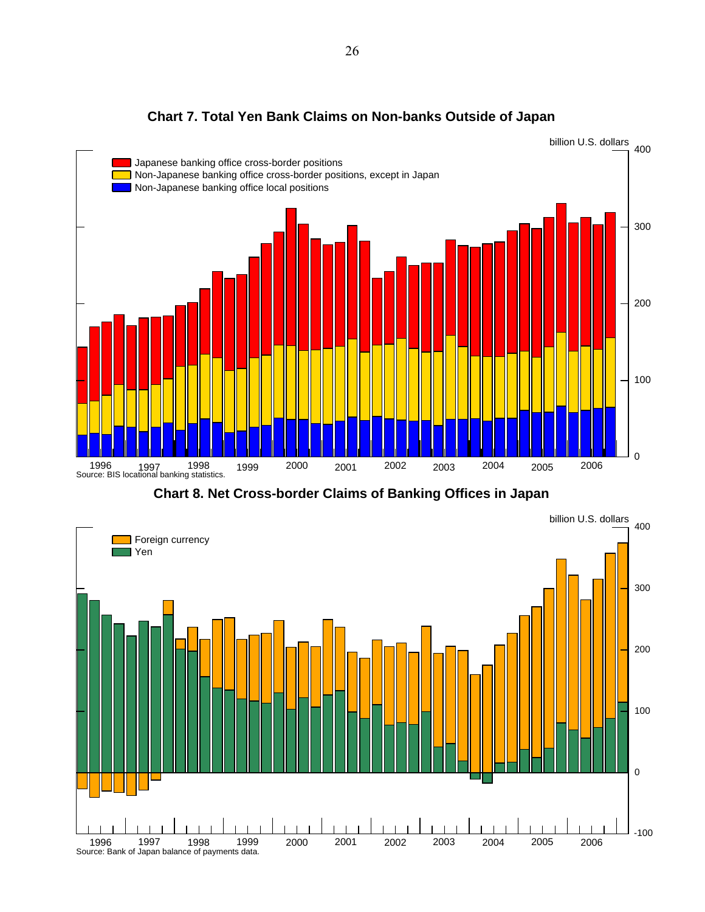## Chart 7. Total Yen Bank Claims on Non-banks Outside of Japan

billion U.S. dollars

- Japanese banking office cross-border positions
- Non-Japanese banking office cross-border positions, except in Japan
- Non-Japanese banking office local positions

Source: BIS locational banking statistics.

## Chart 8. Net Cross-border Claims of Banking Offices in Japan

billion U.S. dollars

- Foreign currency
- Yen

Source: Bank of Japan balance of payments data.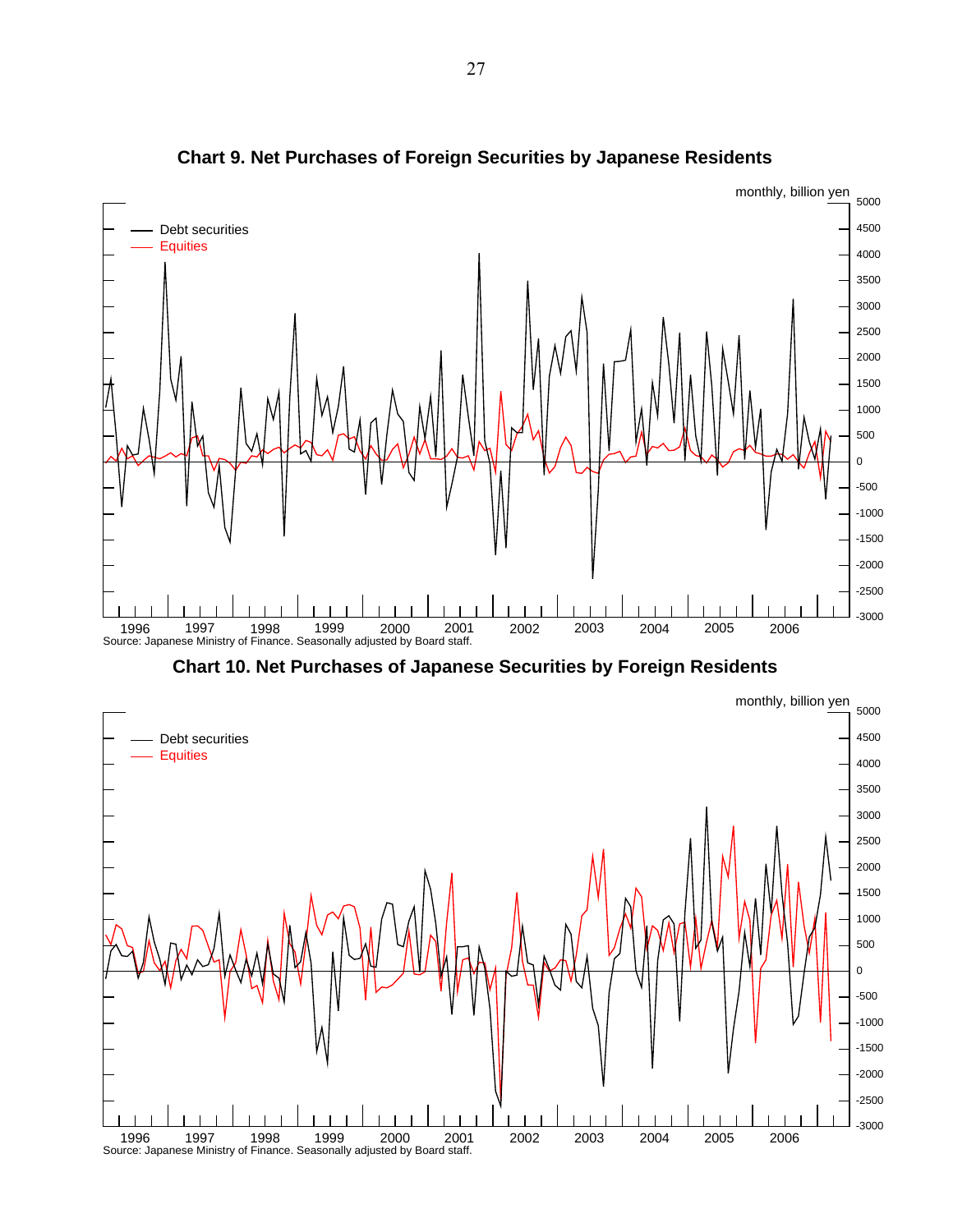## Chart 9. Net Purchases of Foreign Securities by Japanese Residents

monthly, billion yen

Debt securities
Equities

Source: Japanese Ministry of Finance. Seasonally adjusted by Board staff.

## Chart 10. Net Purchases of Japanese Securities by Foreign Residents

monthly, billion yen

Debt securities
Equities

Source: Japanese Ministry of Finance. Seasonally adjusted by Board staff.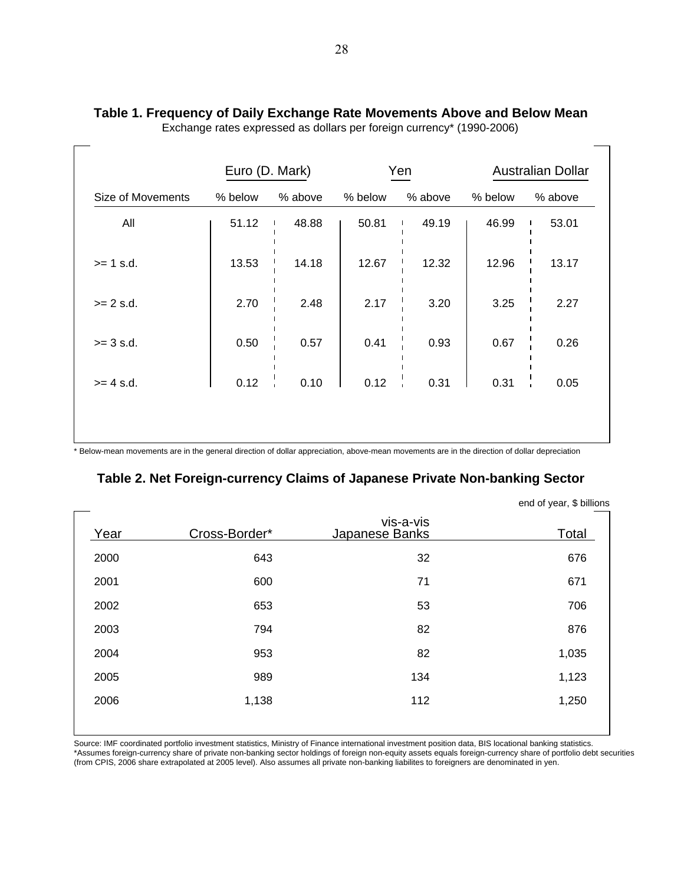**Table 1. Frequency of Daily Exchange Rate Movements Above and Below Mean**

Exchange rates expressed as dollars per foreign currency* (1990-2006)

| | Euro (D. Mark) | | Yen | | Australian Dollar | |
|---|---|---|---|---|---|---|
| Size of Movements | % below | % above | % below | % above | % below | % above |
| All | 51.12 | 48.88 | 50.81 | 49.19 | 46.99 | 53.01 |
| >= 1 s.d. | 13.53 | 14.18 | 12.67 | 12.32 | 12.96 | 13.17 |
| >= 2 s.d. | 2.70 | 2.48 | 2.17 | 3.20 | 3.25 | 2.27 |
| >= 3 s.d. | 0.50 | 0.57 | 0.41 | 0.93 | 0.67 | 0.26 |
| >= 4 s.d. | 0.12 | 0.10 | 0.12 | 0.31 | 0.31 | 0.05 |

* Below-mean movements are in the general direction of dollar appreciation, above-mean movements are in the direction of dollar depreciation

**Table 2. Net Foreign-currency Claims of Japanese Private Non-banking Sector**

end of year, $ billions

| Year | Cross-Border* | vis-a-vis Japanese Banks | Total |
|---|---|---|---|
| 2000 | 643 | 32 | 676 |
| 2001 | 600 | 71 | 671 |
| 2002 | 653 | 53 | 706 |
| 2003 | 794 | 82 | 876 |
| 2004 | 953 | 82 | 1,035 |
| 2005 | 989 | 134 | 1,123 |
| 2006 | 1,138 | 112 | 1,250 |

Source: IMF coordinated portfolio investment statistics, Ministry of Finance international investment position data, BIS locational banking statistics.
*Assumes foreign-currency share of private non-banking sector holdings of foreign non-equity assets equals foreign-currency share of portfolio debt securities (from CPIS, 2006 share extrapolated at 2005 level). Also assumes all private non-banking liabilites to foreigners are denominated in yen.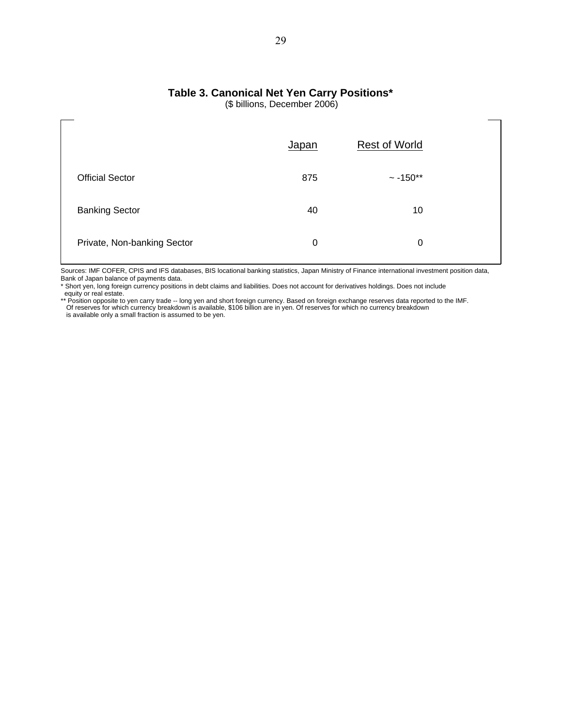### Table 3. Canonical Net Yen Carry Positions*

($ billions, December 2006)

| | Japan | Rest of World |
|---|---|---|
| Official Sector | 875 | ~ -150** |
| Banking Sector | 40 | 10 |
| Private, Non-banking Sector | 0 | 0 |

Sources: IMF COFER, CPIS and IFS databases, BIS locational banking statistics, Japan Ministry of Finance international investment position data, Bank of Japan balance of payments data.

* Short yen, long foreign currency positions in debt claims and liabilities. Does not account for derivatives holdings. Does not include equity or real estate.

** Position opposite to yen carry trade -- long yen and short foreign currency. Based on foreign exchange reserves data reported to the IMF. Of reserves for which currency breakdown is available, $106 billion are in yen. Of reserves for which no currency breakdown is available only a small fraction is assumed to be yen.